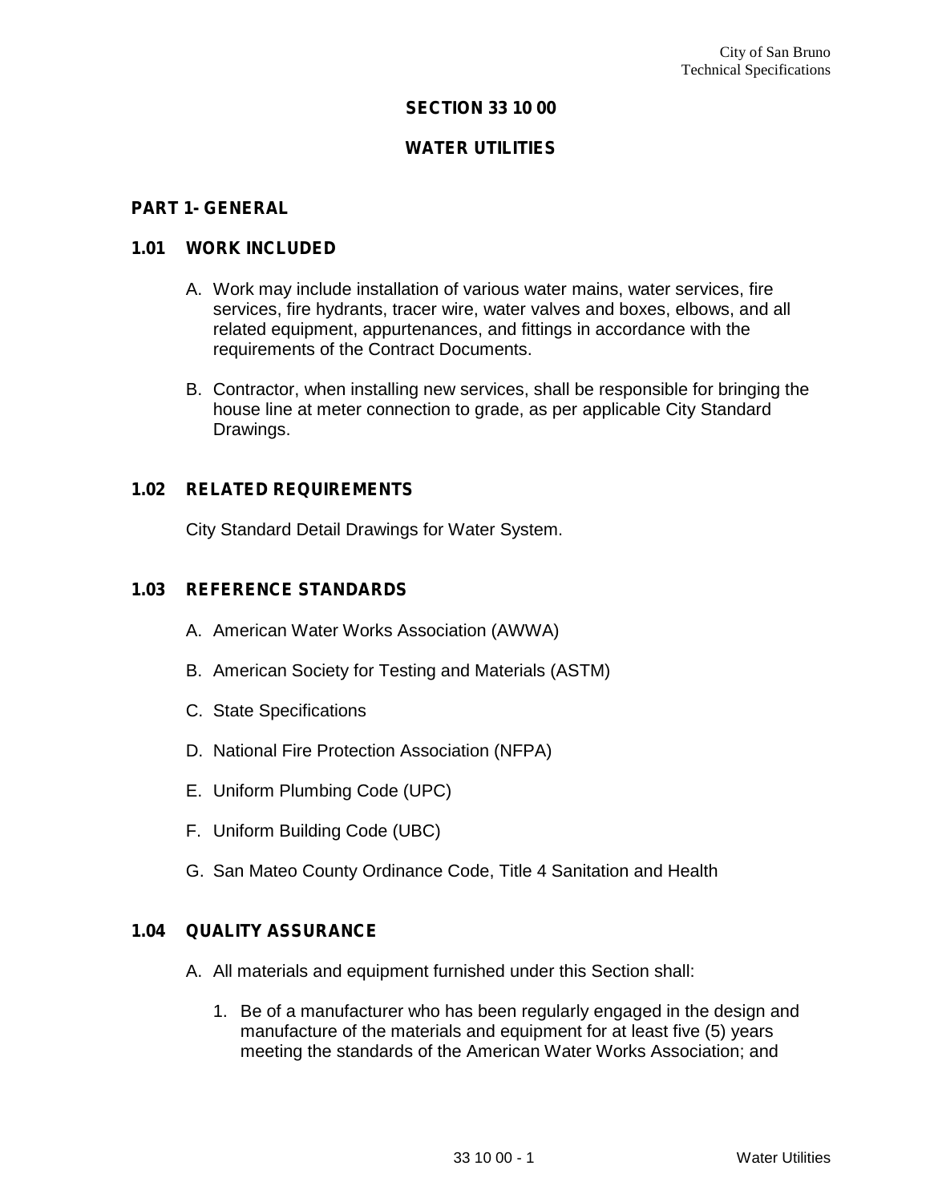# SECTION 33 10 00

# WATER UTILITIES

## PART 1- GENERAL

### 1.01 WORK INCLUDED

A. Work may include installation of various water mains, water services, fire services, fire hydrants, tracer wire, water valves and boxes, elbows, and all related equipment, appurtenances, and fittings in accordance with the requirements of the Contract Documents.

B. Contractor, when installing new services, shall be responsible for bringing the house line at meter connection to grade, as per applicable City Standard Drawings.

### 1.02 RELATED REQUIREMENTS

City Standard Detail Drawings for Water System.

### 1.03 REFERENCE STANDARDS

A. American Water Works Association (AWWA)

B. American Society for Testing and Materials (ASTM)

C. State Specifications

D. National Fire Protection Association (NFPA)

E. Uniform Plumbing Code (UPC)

F. Uniform Building Code (UBC)

G. San Mateo County Ordinance Code, Title 4 Sanitation and Health

### 1.04 QUALITY ASSURANCE

A. All materials and equipment furnished under this Section shall:

1. Be of a manufacturer who has been regularly engaged in the design and manufacture of the materials and equipment for at least five (5) years meeting the standards of the American Water Works Association; and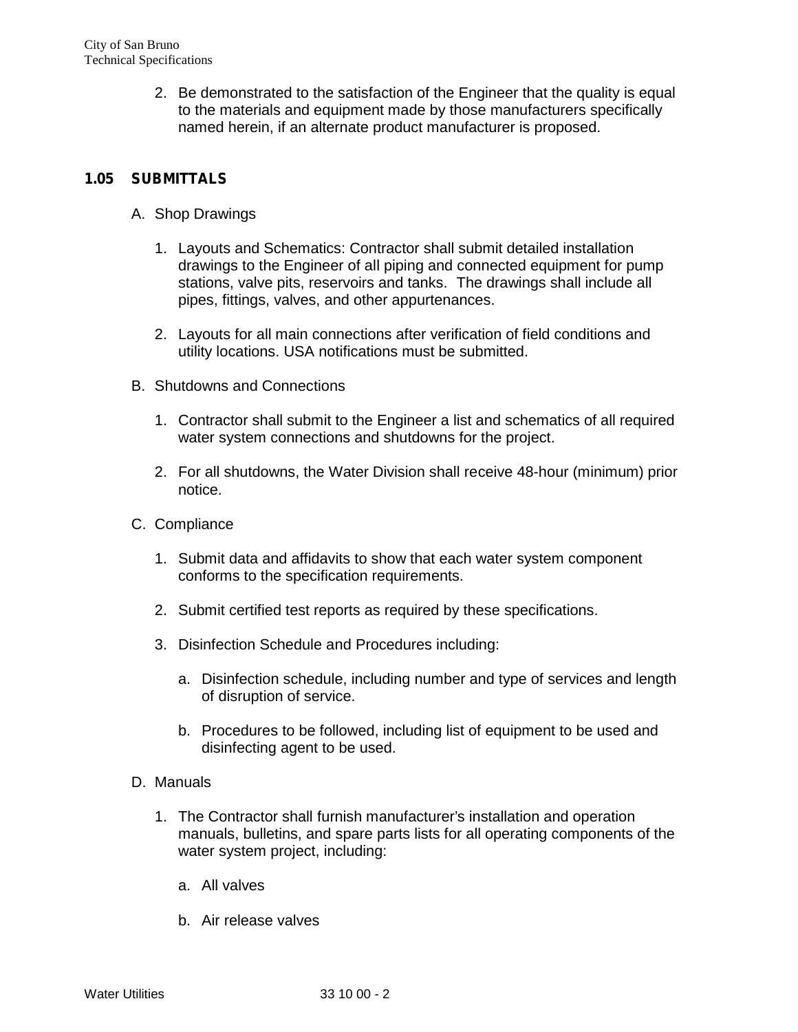2. Be demonstrated to the satisfaction of the Engineer that the quality is equal to the materials and equipment made by those manufacturers specifically named herein, if an alternate product manufacturer is proposed.

## 1.05 SUBMITTALS

A. Shop Drawings

1. Layouts and Schematics: Contractor shall submit detailed installation drawings to the Engineer of all piping and connected equipment for pump stations, valve pits, reservoirs and tanks. The drawings shall include all pipes, fittings, valves, and other appurtenances.

2. Layouts for all main connections after verification of field conditions and utility locations. USA notifications must be submitted.

B. Shutdowns and Connections

1. Contractor shall submit to the Engineer a list and schematics of all required water system connections and shutdowns for the project.

2. For all shutdowns, the Water Division shall receive 48-hour (minimum) prior notice.

C. Compliance

1. Submit data and affidavits to show that each water system component conforms to the specification requirements.

2. Submit certified test reports as required by these specifications.

3. Disinfection Schedule and Procedures including:

   a. Disinfection schedule, including number and type of services and length of disruption of service.

   b. Procedures to be followed, including list of equipment to be used and disinfecting agent to be used.

D. Manuals

1. The Contractor shall furnish manufacturer's installation and operation manuals, bulletins, and spare parts lists for all operating components of the water system project, including:

   a. All valves

   b. Air release valves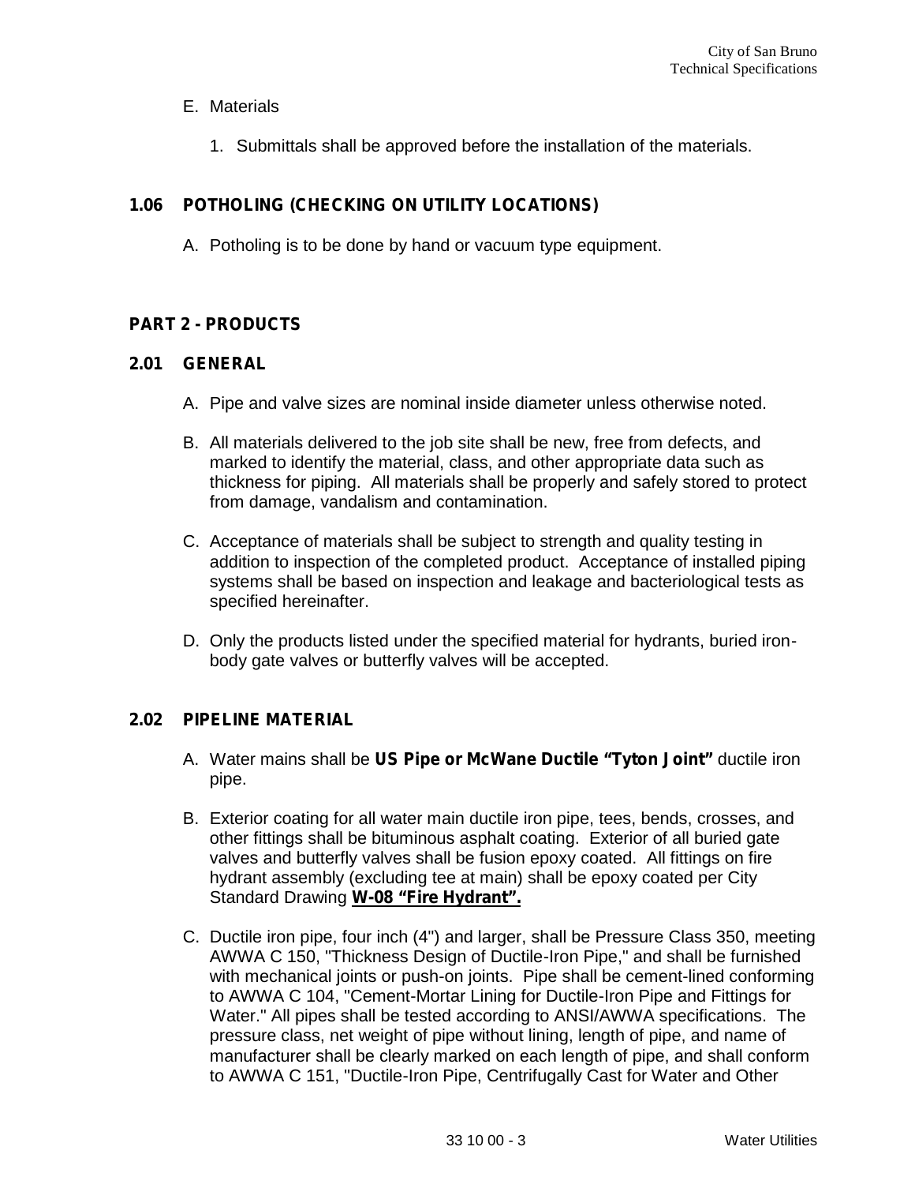E. Materials

1. Submittals shall be approved before the installation of the materials.

### 1.06 POTHOLING (CHECKING ON UTILITY LOCATIONS)

A. Potholing is to be done by hand or vacuum type equipment.

## PART 2 - PRODUCTS

### 2.01 GENERAL

A. Pipe and valve sizes are nominal inside diameter unless otherwise noted.

B. All materials delivered to the job site shall be new, free from defects, and marked to identify the material, class, and other appropriate data such as thickness for piping. All materials shall be properly and safely stored to protect from damage, vandalism and contamination.

C. Acceptance of materials shall be subject to strength and quality testing in addition to inspection of the completed product. Acceptance of installed piping systems shall be based on inspection and leakage and bacteriological tests as specified hereinafter.

D. Only the products listed under the specified material for hydrants, buried iron-body gate valves or butterfly valves will be accepted.

### 2.02 PIPELINE MATERIAL

A. Water mains shall be **US Pipe or McWane Ductile "Tyton Joint"** ductile iron pipe.

B. Exterior coating for all water main ductile iron pipe, tees, bends, crosses, and other fittings shall be bituminous asphalt coating. Exterior of all buried gate valves and butterfly valves shall be fusion epoxy coated. All fittings on fire hydrant assembly (excluding tee at main) shall be epoxy coated per City Standard Drawing **W-08 "Fire Hydrant".**

C. Ductile iron pipe, four inch (4") and larger, shall be Pressure Class 350, meeting AWWA C 150, "Thickness Design of Ductile-Iron Pipe," and shall be furnished with mechanical joints or push-on joints. Pipe shall be cement-lined conforming to AWWA C 104, "Cement-Mortar Lining for Ductile-Iron Pipe and Fittings for Water." All pipes shall be tested according to ANSI/AWWA specifications. The pressure class, net weight of pipe without lining, length of pipe, and name of manufacturer shall be clearly marked on each length of pipe, and shall conform to AWWA C 151, "Ductile-Iron Pipe, Centrifugally Cast for Water and Other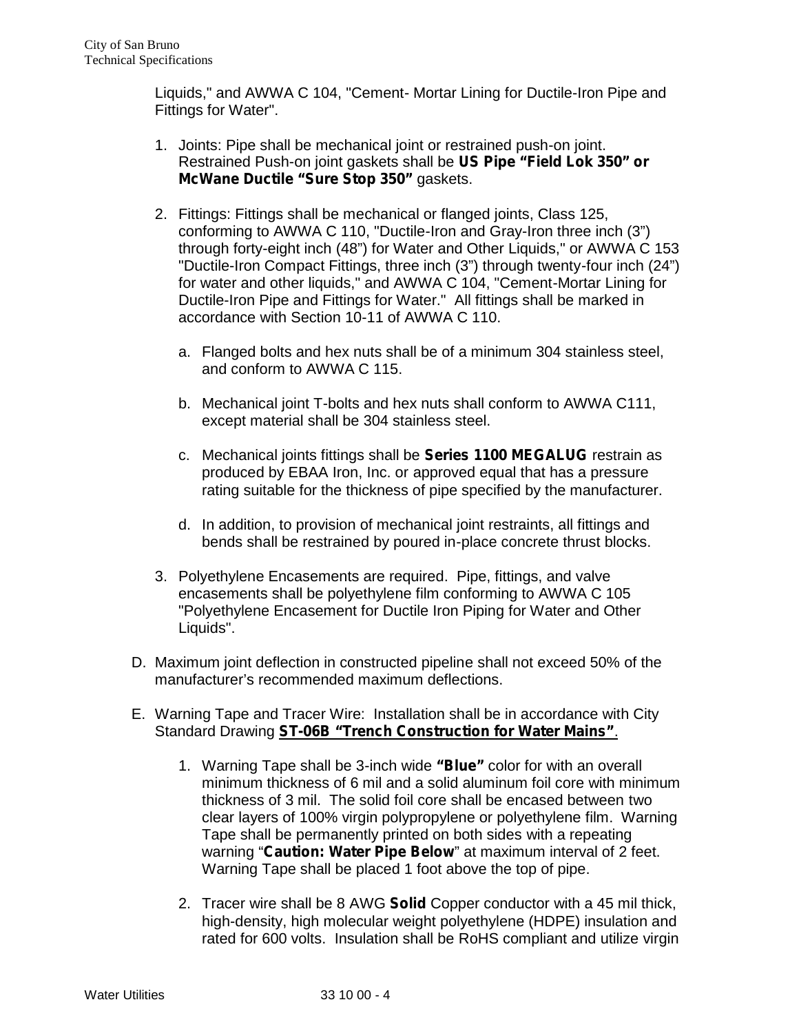Liquids," and AWWA C 104, "Cement- Mortar Lining for Ductile-Iron Pipe and Fittings for Water".

1. Joints: Pipe shall be mechanical joint or restrained push-on joint. Restrained Push-on joint gaskets shall be **US Pipe "Field Lok 350" or McWane Ductile "Sure Stop 350"** gaskets.

2. Fittings: Fittings shall be mechanical or flanged joints, Class 125, conforming to AWWA C 110, "Ductile-Iron and Gray-Iron three inch (3") through forty-eight inch (48") for Water and Other Liquids," or AWWA C 153 "Ductile-Iron Compact Fittings, three inch (3") through twenty-four inch (24") for water and other liquids," and AWWA C 104, "Cement-Mortar Lining for Ductile-Iron Pipe and Fittings for Water." All fittings shall be marked in accordance with Section 10-11 of AWWA C 110.

   a. Flanged bolts and hex nuts shall be of a minimum 304 stainless steel, and conform to AWWA C 115.

   b. Mechanical joint T-bolts and hex nuts shall conform to AWWA C111, except material shall be 304 stainless steel.

   c. Mechanical joints fittings shall be **Series 1100 MEGALUG** restrain as produced by EBAA Iron, Inc. or approved equal that has a pressure rating suitable for the thickness of pipe specified by the manufacturer.

   d. In addition, to provision of mechanical joint restraints, all fittings and bends shall be restrained by poured in-place concrete thrust blocks.

3. Polyethylene Encasements are required. Pipe, fittings, and valve encasements shall be polyethylene film conforming to AWWA C 105 "Polyethylene Encasement for Ductile Iron Piping for Water and Other Liquids".

D. Maximum joint deflection in constructed pipeline shall not exceed 50% of the manufacturer's recommended maximum deflections.

E. Warning Tape and Tracer Wire: Installation shall be in accordance with City Standard Drawing **ST-06B "Trench Construction for Water Mains"**.

   1. Warning Tape shall be 3-inch wide **"Blue"** color for with an overall minimum thickness of 6 mil and a solid aluminum foil core with minimum thickness of 3 mil. The solid foil core shall be encased between two clear layers of 100% virgin polypropylene or polyethylene film. Warning Tape shall be permanently printed on both sides with a repeating warning "**Caution: Water Pipe Below**" at maximum interval of 2 feet. Warning Tape shall be placed 1 foot above the top of pipe.

   2. Tracer wire shall be 8 AWG **Solid** Copper conductor with a 45 mil thick, high-density, high molecular weight polyethylene (HDPE) insulation and rated for 600 volts. Insulation shall be RoHS compliant and utilize virgin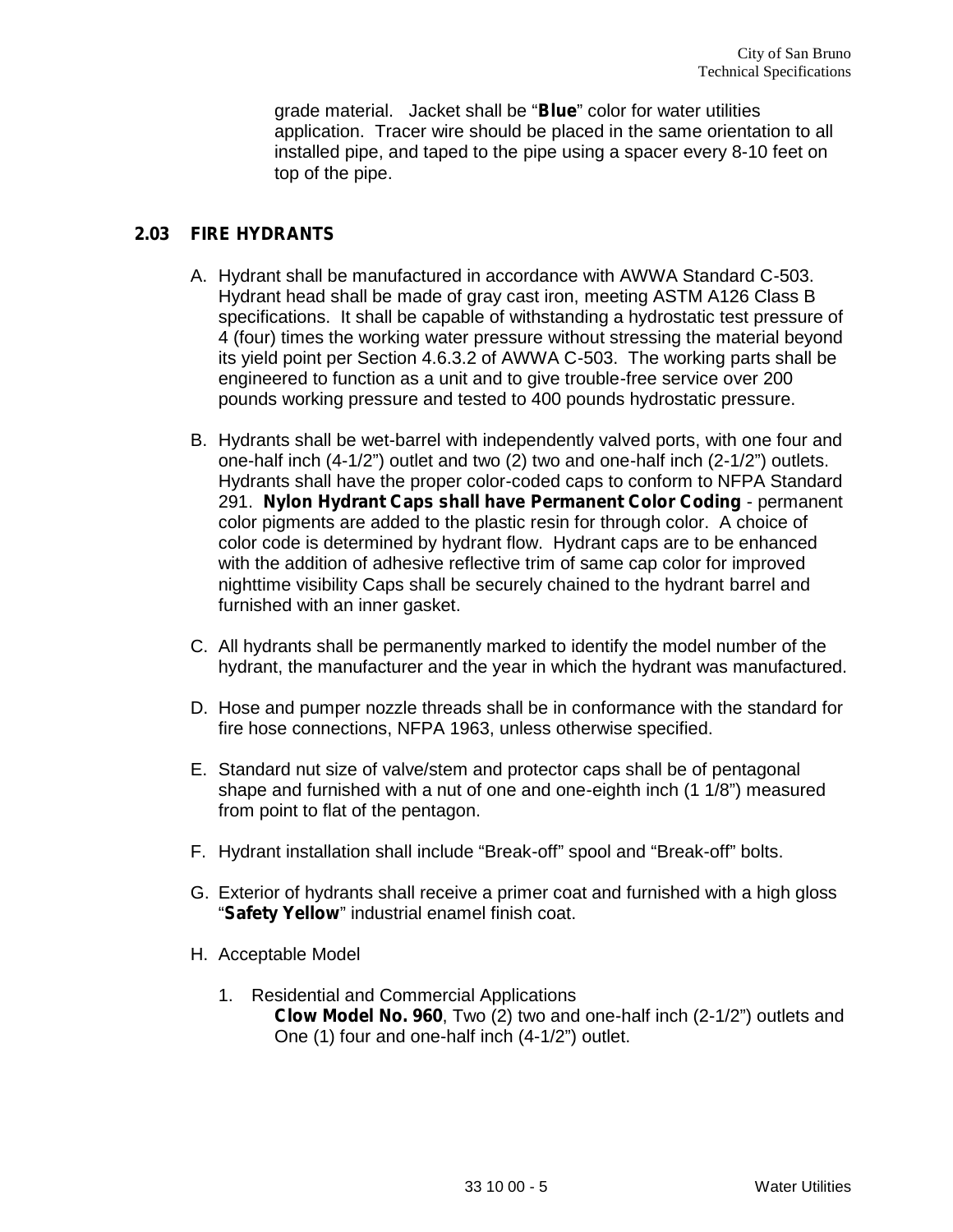grade material. Jacket shall be "**Blue**" color for water utilities application. Tracer wire should be placed in the same orientation to all installed pipe, and taped to the pipe using a spacer every 8-10 feet on top of the pipe.

## 2.03 FIRE HYDRANTS

A. Hydrant shall be manufactured in accordance with AWWA Standard C-503. Hydrant head shall be made of gray cast iron, meeting ASTM A126 Class B specifications. It shall be capable of withstanding a hydrostatic test pressure of 4 (four) times the working water pressure without stressing the material beyond its yield point per Section 4.6.3.2 of AWWA C-503. The working parts shall be engineered to function as a unit and to give trouble-free service over 200 pounds working pressure and tested to 400 pounds hydrostatic pressure.

B. Hydrants shall be wet-barrel with independently valved ports, with one four and one-half inch (4-1/2") outlet and two (2) two and one-half inch (2-1/2") outlets. Hydrants shall have the proper color-coded caps to conform to NFPA Standard 291. **Nylon Hydrant Caps shall have Permanent Color Coding** - permanent color pigments are added to the plastic resin for through color. A choice of color code is determined by hydrant flow. Hydrant caps are to be enhanced with the addition of adhesive reflective trim of same cap color for improved nighttime visibility Caps shall be securely chained to the hydrant barrel and furnished with an inner gasket.

C. All hydrants shall be permanently marked to identify the model number of the hydrant, the manufacturer and the year in which the hydrant was manufactured.

D. Hose and pumper nozzle threads shall be in conformance with the standard for fire hose connections, NFPA 1963, unless otherwise specified.

E. Standard nut size of valve/stem and protector caps shall be of pentagonal shape and furnished with a nut of one and one-eighth inch (1 1/8") measured from point to flat of the pentagon.

F. Hydrant installation shall include "Break-off" spool and "Break-off" bolts.

G. Exterior of hydrants shall receive a primer coat and furnished with a high gloss "**Safety Yellow**" industrial enamel finish coat.

H. Acceptable Model

1. Residential and Commercial Applications
   **Clow Model No. 960**, Two (2) two and one-half inch (2-1/2") outlets and One (1) four and one-half inch (4-1/2") outlet.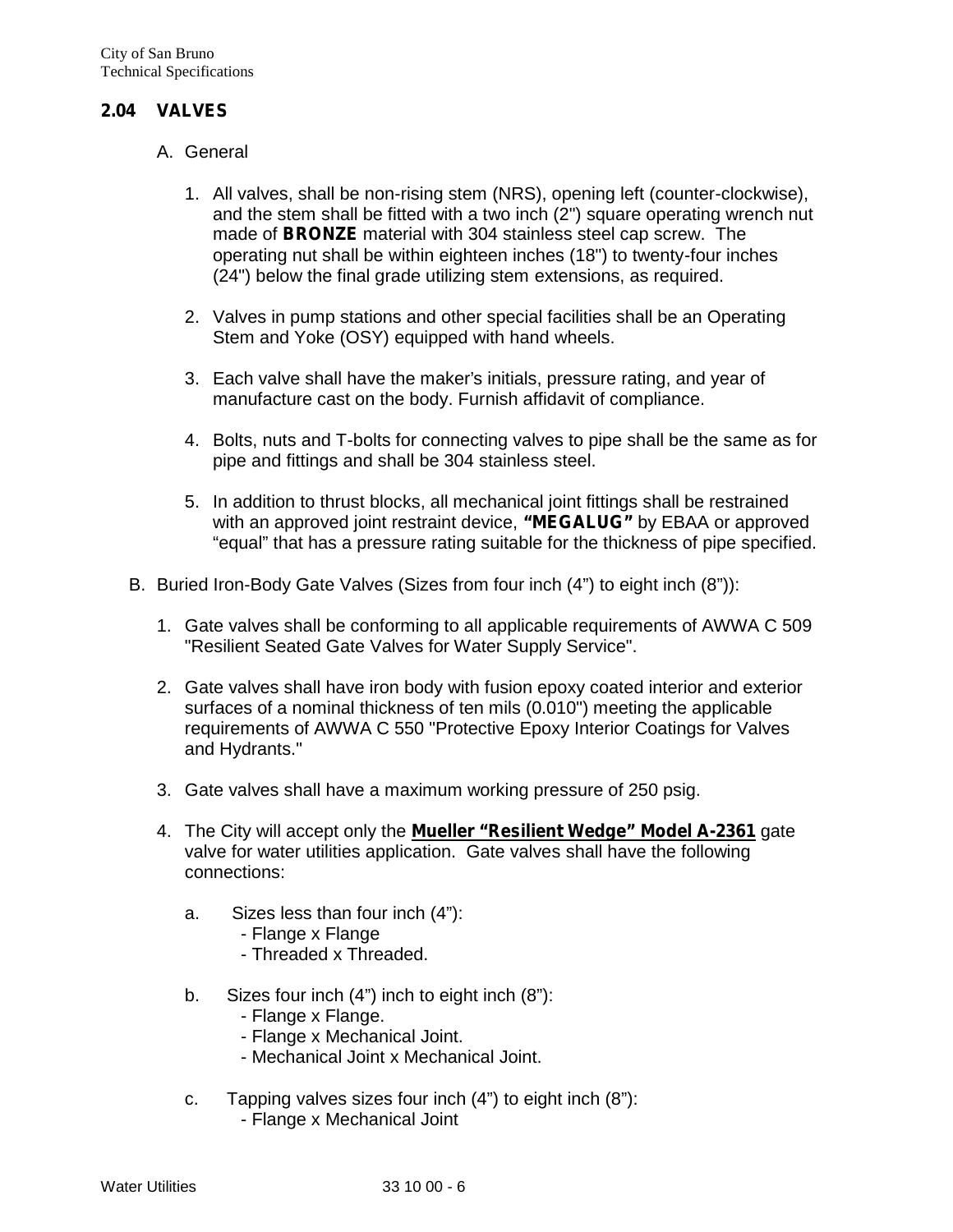## 2.04 VALVES

A. General

1. All valves, shall be non-rising stem (NRS), opening left (counter-clockwise), and the stem shall be fitted with a two inch (2") square operating wrench nut made of **BRONZE** material with 304 stainless steel cap screw. The operating nut shall be within eighteen inches (18") to twenty-four inches (24") below the final grade utilizing stem extensions, as required.

2. Valves in pump stations and other special facilities shall be an Operating Stem and Yoke (OSY) equipped with hand wheels.

3. Each valve shall have the maker's initials, pressure rating, and year of manufacture cast on the body. Furnish affidavit of compliance.

4. Bolts, nuts and T-bolts for connecting valves to pipe shall be the same as for pipe and fittings and shall be 304 stainless steel.

5. In addition to thrust blocks, all mechanical joint fittings shall be restrained with an approved joint restraint device, **"MEGALUG"** by EBAA or approved "equal" that has a pressure rating suitable for the thickness of pipe specified.

B. Buried Iron-Body Gate Valves (Sizes from four inch (4") to eight inch (8")):

1. Gate valves shall be conforming to all applicable requirements of AWWA C 509 "Resilient Seated Gate Valves for Water Supply Service".

2. Gate valves shall have iron body with fusion epoxy coated interior and exterior surfaces of a nominal thickness of ten mils (0.010") meeting the applicable requirements of AWWA C 550 "Protective Epoxy Interior Coatings for Valves and Hydrants."

3. Gate valves shall have a maximum working pressure of 250 psig.

4. The City will accept only the **Mueller "Resilient Wedge" Model A-2361** gate valve for water utilities application. Gate valves shall have the following connections:

   a. Sizes less than four inch (4"):
      - Flange x Flange
      - Threaded x Threaded.

   b. Sizes four inch (4") inch to eight inch (8"):
      - Flange x Flange.
      - Flange x Mechanical Joint.
      - Mechanical Joint x Mechanical Joint.

   c. Tapping valves sizes four inch (4") to eight inch (8"):
      - Flange x Mechanical Joint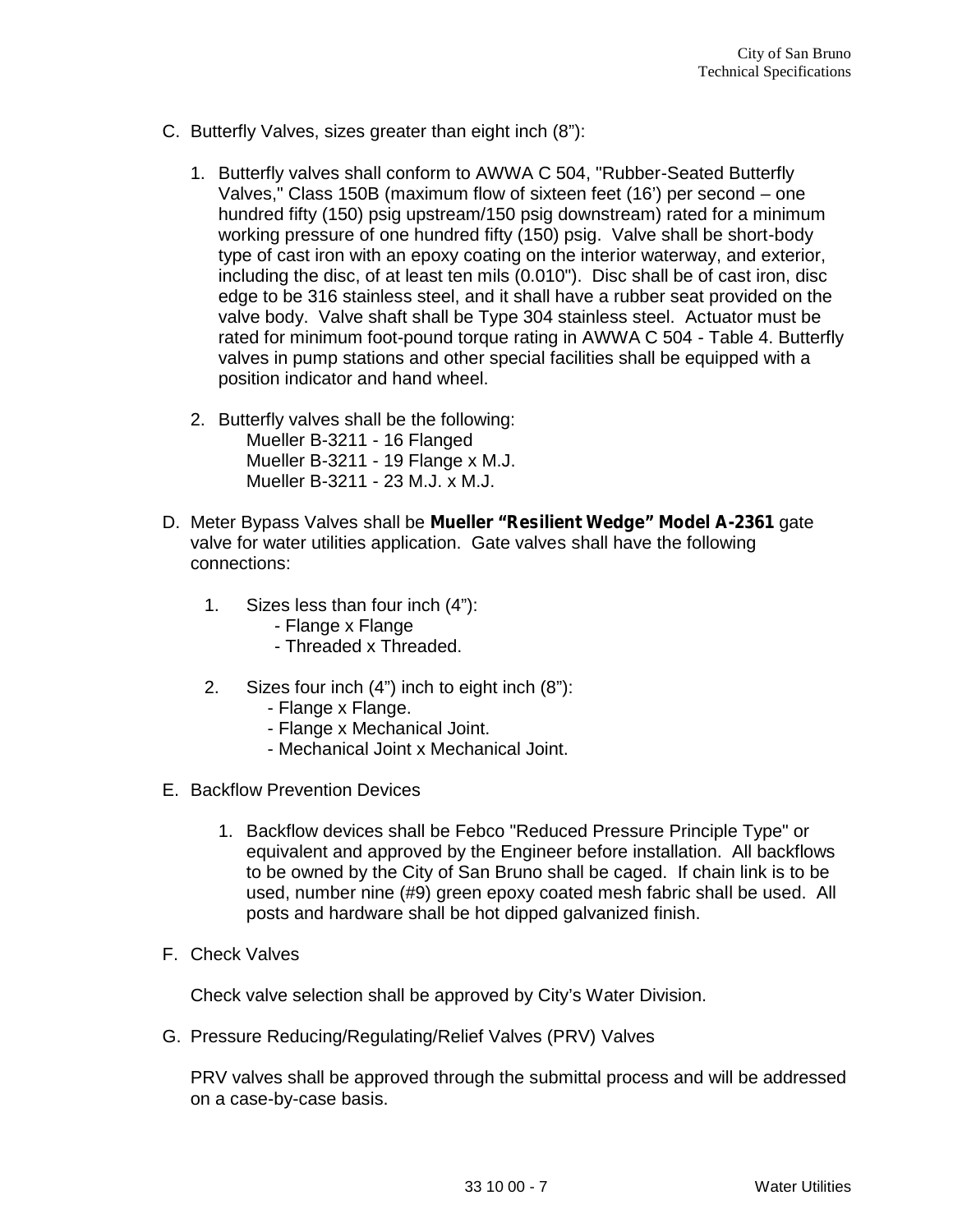C. Butterfly Valves, sizes greater than eight inch (8”):

1. Butterfly valves shall conform to AWWA C 504, "Rubber-Seated Butterfly Valves," Class 150B (maximum flow of sixteen feet (16’) per second – one hundred fifty (150) psig upstream/150 psig downstream) rated for a minimum working pressure of one hundred fifty (150) psig. Valve shall be short-body type of cast iron with an epoxy coating on the interior waterway, and exterior, including the disc, of at least ten mils (0.010"). Disc shall be of cast iron, disc edge to be 316 stainless steel, and it shall have a rubber seat provided on the valve body. Valve shaft shall be Type 304 stainless steel. Actuator must be rated for minimum foot-pound torque rating in AWWA C 504 - Table 4. Butterfly valves in pump stations and other special facilities shall be equipped with a position indicator and hand wheel.

2. Butterfly valves shall be the following:
   Mueller B-3211 - 16 Flanged
   Mueller B-3211 - 19 Flange x M.J.
   Mueller B-3211 - 23 M.J. x M.J.

D. Meter Bypass Valves shall be **Mueller “Resilient Wedge” Model A-2361** gate valve for water utilities application. Gate valves shall have the following connections:

1. Sizes less than four inch (4”):
   - Flange x Flange
   - Threaded x Threaded.

2. Sizes four inch (4”) inch to eight inch (8”):
   - Flange x Flange.
   - Flange x Mechanical Joint.
   - Mechanical Joint x Mechanical Joint.

E. Backflow Prevention Devices

1. Backflow devices shall be Febco "Reduced Pressure Principle Type" or equivalent and approved by the Engineer before installation. All backflows to be owned by the City of San Bruno shall be caged. If chain link is to be used, number nine (#9) green epoxy coated mesh fabric shall be used. All posts and hardware shall be hot dipped galvanized finish.

F. Check Valves

Check valve selection shall be approved by City’s Water Division.

G. Pressure Reducing/Regulating/Relief Valves (PRV) Valves

PRV valves shall be approved through the submittal process and will be addressed on a case-by-case basis.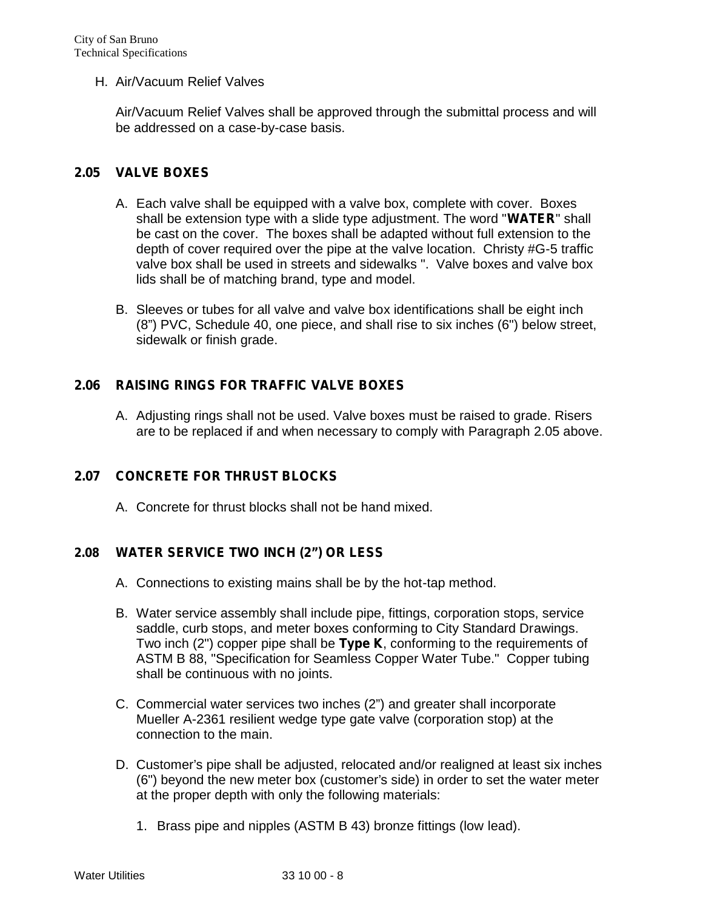H. Air/Vacuum Relief Valves

Air/Vacuum Relief Valves shall be approved through the submittal process and will be addressed on a case-by-case basis.

## 2.05 VALVE BOXES

A. Each valve shall be equipped with a valve box, complete with cover. Boxes shall be extension type with a slide type adjustment. The word "**WATER**" shall be cast on the cover. The boxes shall be adapted without full extension to the depth of cover required over the pipe at the valve location. Christy #G-5 traffic valve box shall be used in streets and sidewalks ". Valve boxes and valve box lids shall be of matching brand, type and model.

B. Sleeves or tubes for all valve and valve box identifications shall be eight inch (8") PVC, Schedule 40, one piece, and shall rise to six inches (6") below street, sidewalk or finish grade.

## 2.06 RAISING RINGS FOR TRAFFIC VALVE BOXES

A. Adjusting rings shall not be used. Valve boxes must be raised to grade. Risers are to be replaced if and when necessary to comply with Paragraph 2.05 above.

## 2.07 CONCRETE FOR THRUST BLOCKS

A. Concrete for thrust blocks shall not be hand mixed.

## 2.08 WATER SERVICE TWO INCH (2") OR LESS

A. Connections to existing mains shall be by the hot-tap method.

B. Water service assembly shall include pipe, fittings, corporation stops, service saddle, curb stops, and meter boxes conforming to City Standard Drawings. Two inch (2") copper pipe shall be **Type K**, conforming to the requirements of ASTM B 88, "Specification for Seamless Copper Water Tube." Copper tubing shall be continuous with no joints.

C. Commercial water services two inches (2") and greater shall incorporate Mueller A-2361 resilient wedge type gate valve (corporation stop) at the connection to the main.

D. Customer's pipe shall be adjusted, relocated and/or realigned at least six inches (6") beyond the new meter box (customer's side) in order to set the water meter at the proper depth with only the following materials:

   1. Brass pipe and nipples (ASTM B 43) bronze fittings (low lead).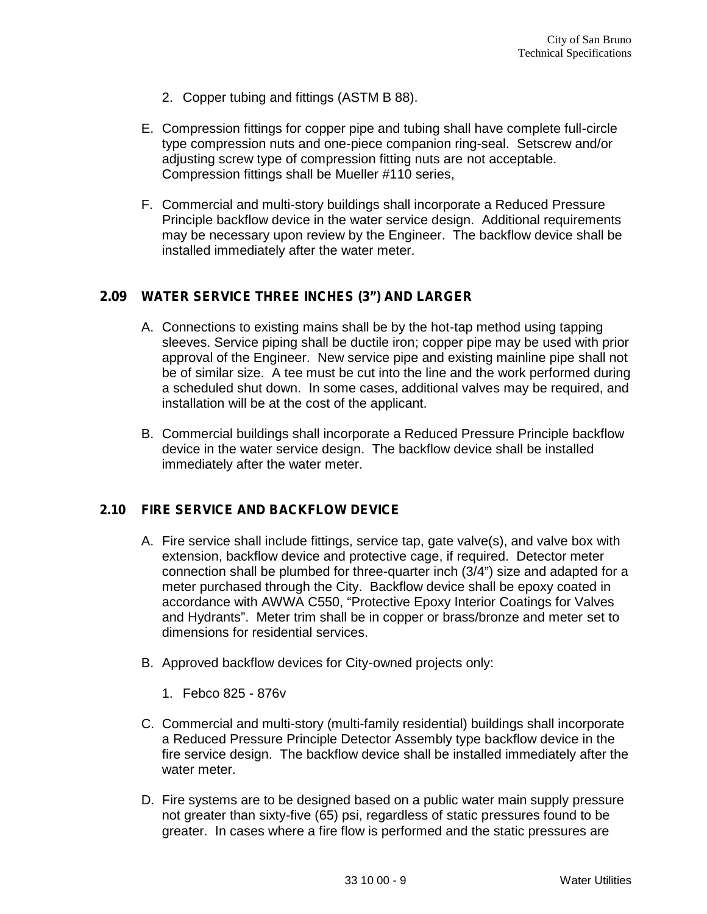2. Copper tubing and fittings (ASTM B 88).

E. Compression fittings for copper pipe and tubing shall have complete full-circle type compression nuts and one-piece companion ring-seal. Setscrew and/or adjusting screw type of compression fitting nuts are not acceptable. Compression fittings shall be Mueller #110 series,

F. Commercial and multi-story buildings shall incorporate a Reduced Pressure Principle backflow device in the water service design. Additional requirements may be necessary upon review by the Engineer. The backflow device shall be installed immediately after the water meter.

## 2.09 WATER SERVICE THREE INCHES (3") AND LARGER

A. Connections to existing mains shall be by the hot-tap method using tapping sleeves. Service piping shall be ductile iron; copper pipe may be used with prior approval of the Engineer. New service pipe and existing mainline pipe shall not be of similar size. A tee must be cut into the line and the work performed during a scheduled shut down. In some cases, additional valves may be required, and installation will be at the cost of the applicant.

B. Commercial buildings shall incorporate a Reduced Pressure Principle backflow device in the water service design. The backflow device shall be installed immediately after the water meter.

## 2.10 FIRE SERVICE AND BACKFLOW DEVICE

A. Fire service shall include fittings, service tap, gate valve(s), and valve box with extension, backflow device and protective cage, if required. Detector meter connection shall be plumbed for three-quarter inch (3/4") size and adapted for a meter purchased through the City. Backflow device shall be epoxy coated in accordance with AWWA C550, "Protective Epoxy Interior Coatings for Valves and Hydrants". Meter trim shall be in copper or brass/bronze and meter set to dimensions for residential services.

B. Approved backflow devices for City-owned projects only:

1. Febco 825 - 876v

C. Commercial and multi-story (multi-family residential) buildings shall incorporate a Reduced Pressure Principle Detector Assembly type backflow device in the fire service design. The backflow device shall be installed immediately after the water meter.

D. Fire systems are to be designed based on a public water main supply pressure not greater than sixty-five (65) psi, regardless of static pressures found to be greater. In cases where a fire flow is performed and the static pressures are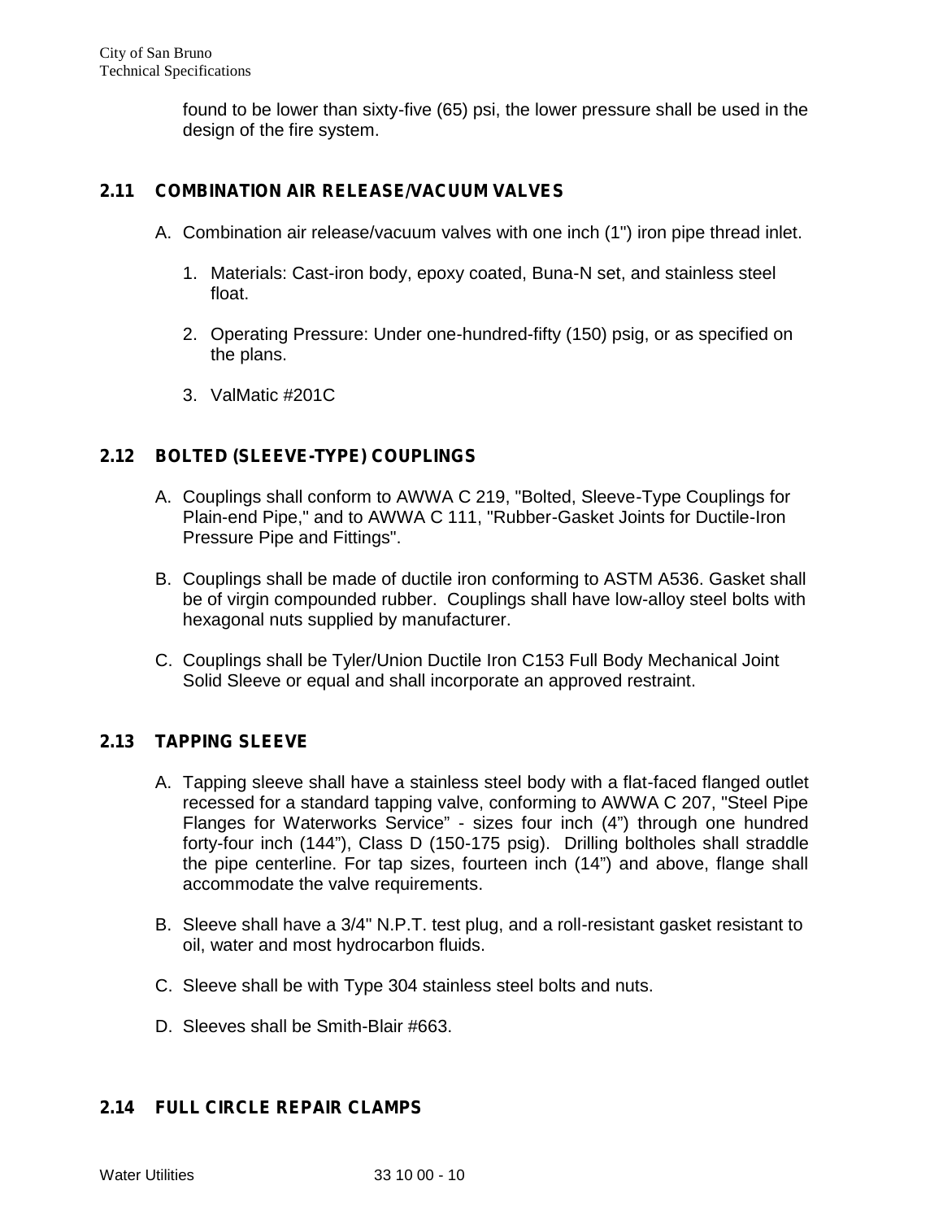found to be lower than sixty-five (65) psi, the lower pressure shall be used in the design of the fire system.

## 2.11 COMBINATION AIR RELEASE/VACUUM VALVES

A. Combination air release/vacuum valves with one inch (1") iron pipe thread inlet.

1. Materials: Cast-iron body, epoxy coated, Buna-N set, and stainless steel float.

2. Operating Pressure: Under one-hundred-fifty (150) psig, or as specified on the plans.

3. ValMatic #201C

## 2.12 BOLTED (SLEEVE-TYPE) COUPLINGS

A. Couplings shall conform to AWWA C 219, "Bolted, Sleeve-Type Couplings for Plain-end Pipe," and to AWWA C 111, "Rubber-Gasket Joints for Ductile-Iron Pressure Pipe and Fittings".

B. Couplings shall be made of ductile iron conforming to ASTM A536. Gasket shall be of virgin compounded rubber. Couplings shall have low-alloy steel bolts with hexagonal nuts supplied by manufacturer.

C. Couplings shall be Tyler/Union Ductile Iron C153 Full Body Mechanical Joint Solid Sleeve or equal and shall incorporate an approved restraint.

## 2.13 TAPPING SLEEVE

A. Tapping sleeve shall have a stainless steel body with a flat-faced flanged outlet recessed for a standard tapping valve, conforming to AWWA C 207, "Steel Pipe Flanges for Waterworks Service" - sizes four inch (4") through one hundred forty-four inch (144"), Class D (150-175 psig). Drilling boltholes shall straddle the pipe centerline. For tap sizes, fourteen inch (14") and above, flange shall accommodate the valve requirements.

B. Sleeve shall have a 3/4" N.P.T. test plug, and a roll-resistant gasket resistant to oil, water and most hydrocarbon fluids.

C. Sleeve shall be with Type 304 stainless steel bolts and nuts.

D. Sleeves shall be Smith-Blair #663.

## 2.14 FULL CIRCLE REPAIR CLAMPS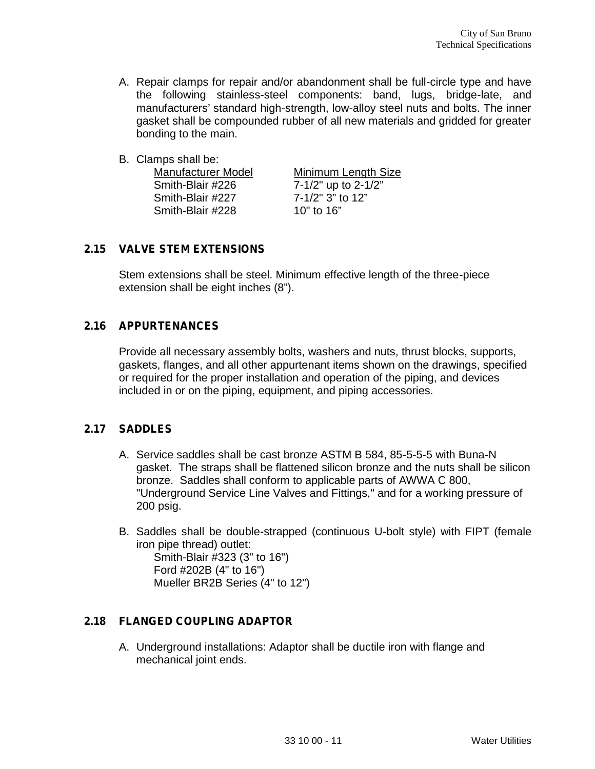A. Repair clamps for repair and/or abandonment shall be full-circle type and have the following stainless-steel components: band, lugs, bridge-late, and manufacturers' standard high-strength, low-alloy steel nuts and bolts. The inner gasket shall be compounded rubber of all new materials and gridded for greater bonding to the main.

B. Clamps shall be:

| Manufacturer Model | Minimum Length Size |
|---|---|
| Smith-Blair #226 | 7-1/2" up to 2-1/2" |
| Smith-Blair #227 | 7-1/2" 3" to 12" |
| Smith-Blair #228 | 10" to 16" |

## 2.15 VALVE STEM EXTENSIONS

Stem extensions shall be steel. Minimum effective length of the three-piece extension shall be eight inches (8").

## 2.16 APPURTENANCES

Provide all necessary assembly bolts, washers and nuts, thrust blocks, supports, gaskets, flanges, and all other appurtenant items shown on the drawings, specified or required for the proper installation and operation of the piping, and devices included in or on the piping, equipment, and piping accessories.

## 2.17 SADDLES

A. Service saddles shall be cast bronze ASTM B 584, 85-5-5-5 with Buna-N gasket. The straps shall be flattened silicon bronze and the nuts shall be silicon bronze. Saddles shall conform to applicable parts of AWWA C 800, "Underground Service Line Valves and Fittings," and for a working pressure of 200 psig.

B. Saddles shall be double-strapped (continuous U-bolt style) with FIPT (female iron pipe thread) outlet:
   Smith-Blair #323 (3" to 16")
   Ford #202B (4" to 16")
   Mueller BR2B Series (4" to 12")

## 2.18 FLANGED COUPLING ADAPTOR

A. Underground installations: Adaptor shall be ductile iron with flange and mechanical joint ends.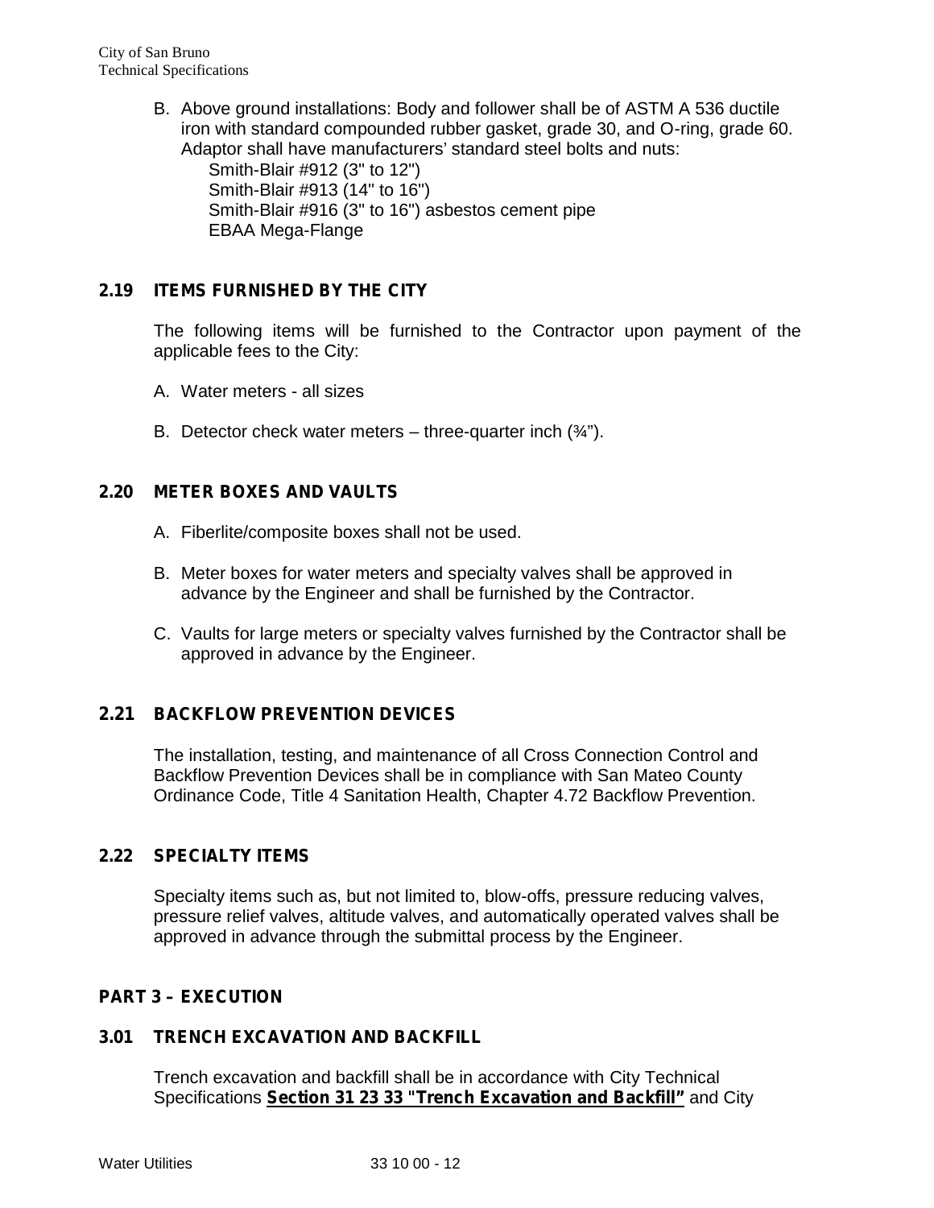B. Above ground installations: Body and follower shall be of ASTM A 536 ductile iron with standard compounded rubber gasket, grade 30, and O-ring, grade 60. Adaptor shall have manufacturers' standard steel bolts and nuts:

   Smith-Blair #912 (3" to 12")
   Smith-Blair #913 (14" to 16")
   Smith-Blair #916 (3" to 16") asbestos cement pipe
   EBAA Mega-Flange

## 2.19 ITEMS FURNISHED BY THE CITY

The following items will be furnished to the Contractor upon payment of the applicable fees to the City:

A. Water meters - all sizes

B. Detector check water meters – three-quarter inch (¾").

## 2.20 METER BOXES AND VAULTS

A. Fiberlite/composite boxes shall not be used.

B. Meter boxes for water meters and specialty valves shall be approved in advance by the Engineer and shall be furnished by the Contractor.

C. Vaults for large meters or specialty valves furnished by the Contractor shall be approved in advance by the Engineer.

## 2.21 BACKFLOW PREVENTION DEVICES

The installation, testing, and maintenance of all Cross Connection Control and Backflow Prevention Devices shall be in compliance with San Mateo County Ordinance Code, Title 4 Sanitation Health, Chapter 4.72 Backflow Prevention.

## 2.22 SPECIALTY ITEMS

Specialty items such as, but not limited to, blow-offs, pressure reducing valves, pressure relief valves, altitude valves, and automatically operated valves shall be approved in advance through the submittal process by the Engineer.

# PART 3 – EXECUTION

## 3.01 TRENCH EXCAVATION AND BACKFILL

Trench excavation and backfill shall be in accordance with City Technical Specifications **Section 31 23 33 "Trench Excavation and Backfill"** and City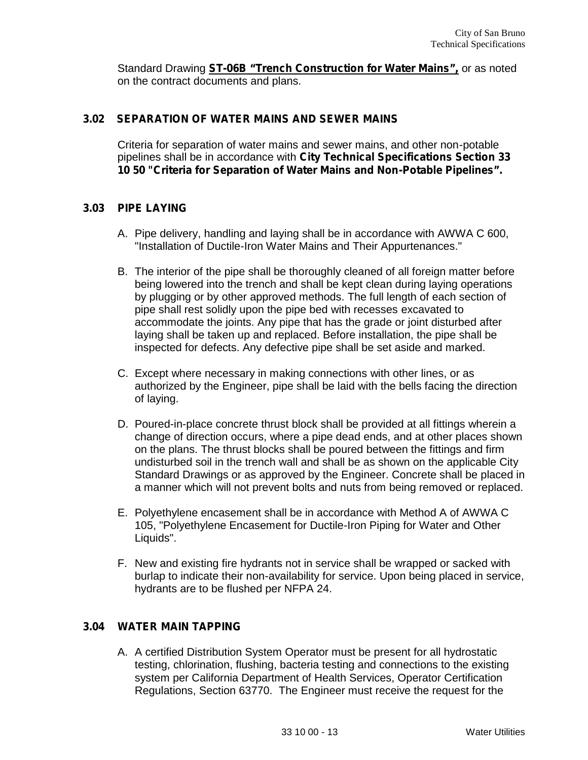Standard Drawing **ST-06B "Trench Construction for Water Mains",** or as noted on the contract documents and plans.

### 3.02 SEPARATION OF WATER MAINS AND SEWER MAINS

Criteria for separation of water mains and sewer mains, and other non-potable pipelines shall be in accordance with **City Technical Specifications Section 33 10 50 "Criteria for Separation of Water Mains and Non-Potable Pipelines".**

### 3.03 PIPE LAYING

A. Pipe delivery, handling and laying shall be in accordance with AWWA C 600, "Installation of Ductile-Iron Water Mains and Their Appurtenances."

B. The interior of the pipe shall be thoroughly cleaned of all foreign matter before being lowered into the trench and shall be kept clean during laying operations by plugging or by other approved methods. The full length of each section of pipe shall rest solidly upon the pipe bed with recesses excavated to accommodate the joints. Any pipe that has the grade or joint disturbed after laying shall be taken up and replaced. Before installation, the pipe shall be inspected for defects. Any defective pipe shall be set aside and marked.

C. Except where necessary in making connections with other lines, or as authorized by the Engineer, pipe shall be laid with the bells facing the direction of laying.

D. Poured-in-place concrete thrust block shall be provided at all fittings wherein a change of direction occurs, where a pipe dead ends, and at other places shown on the plans. The thrust blocks shall be poured between the fittings and firm undisturbed soil in the trench wall and shall be as shown on the applicable City Standard Drawings or as approved by the Engineer. Concrete shall be placed in a manner which will not prevent bolts and nuts from being removed or replaced.

E. Polyethylene encasement shall be in accordance with Method A of AWWA C 105, "Polyethylene Encasement for Ductile-Iron Piping for Water and Other Liquids".

F. New and existing fire hydrants not in service shall be wrapped or sacked with burlap to indicate their non-availability for service. Upon being placed in service, hydrants are to be flushed per NFPA 24.

### 3.04 WATER MAIN TAPPING

A. A certified Distribution System Operator must be present for all hydrostatic testing, chlorination, flushing, bacteria testing and connections to the existing system per California Department of Health Services, Operator Certification Regulations, Section 63770. The Engineer must receive the request for the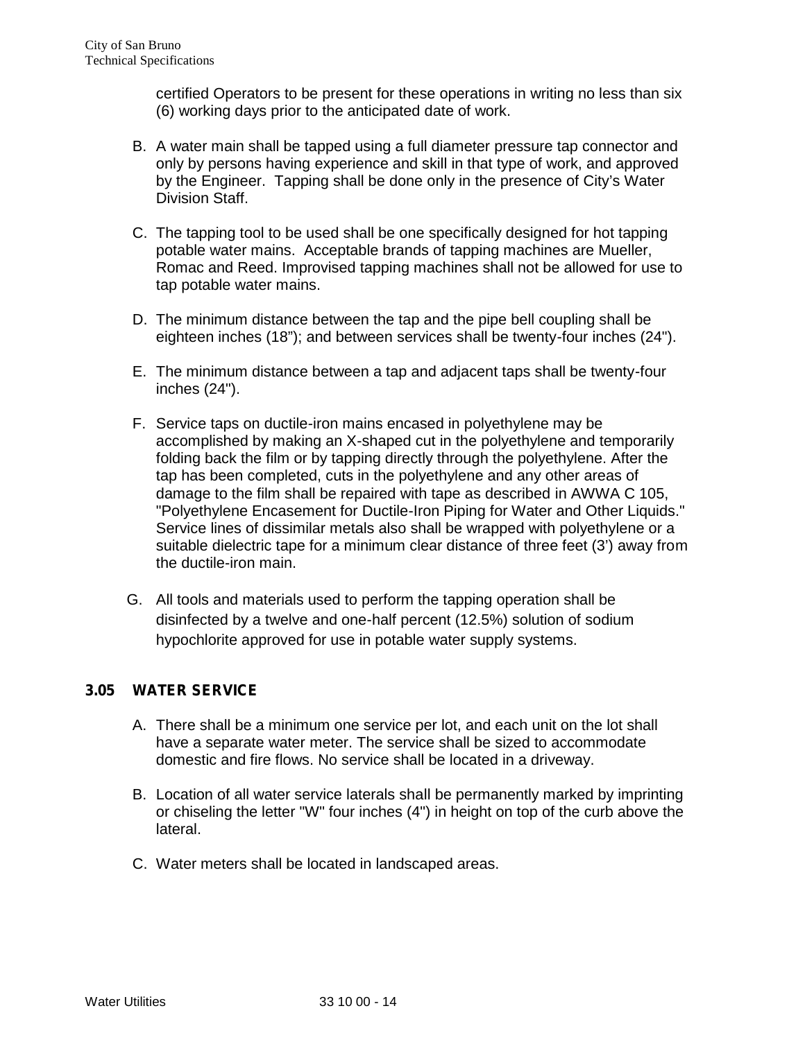certified Operators to be present for these operations in writing no less than six (6) working days prior to the anticipated date of work.

B. A water main shall be tapped using a full diameter pressure tap connector and only by persons having experience and skill in that type of work, and approved by the Engineer. Tapping shall be done only in the presence of City's Water Division Staff.

C. The tapping tool to be used shall be one specifically designed for hot tapping potable water mains. Acceptable brands of tapping machines are Mueller, Romac and Reed. Improvised tapping machines shall not be allowed for use to tap potable water mains.

D. The minimum distance between the tap and the pipe bell coupling shall be eighteen inches (18"); and between services shall be twenty-four inches (24").

E. The minimum distance between a tap and adjacent taps shall be twenty-four inches (24").

F. Service taps on ductile-iron mains encased in polyethylene may be accomplished by making an X-shaped cut in the polyethylene and temporarily folding back the film or by tapping directly through the polyethylene. After the tap has been completed, cuts in the polyethylene and any other areas of damage to the film shall be repaired with tape as described in AWWA C 105, "Polyethylene Encasement for Ductile-Iron Piping for Water and Other Liquids." Service lines of dissimilar metals also shall be wrapped with polyethylene or a suitable dielectric tape for a minimum clear distance of three feet (3') away from the ductile-iron main.

G. All tools and materials used to perform the tapping operation shall be disinfected by a twelve and one-half percent (12.5%) solution of sodium hypochlorite approved for use in potable water supply systems.

## 3.05 WATER SERVICE

A. There shall be a minimum one service per lot, and each unit on the lot shall have a separate water meter. The service shall be sized to accommodate domestic and fire flows. No service shall be located in a driveway.

B. Location of all water service laterals shall be permanently marked by imprinting or chiseling the letter "W" four inches (4") in height on top of the curb above the lateral.

C. Water meters shall be located in landscaped areas.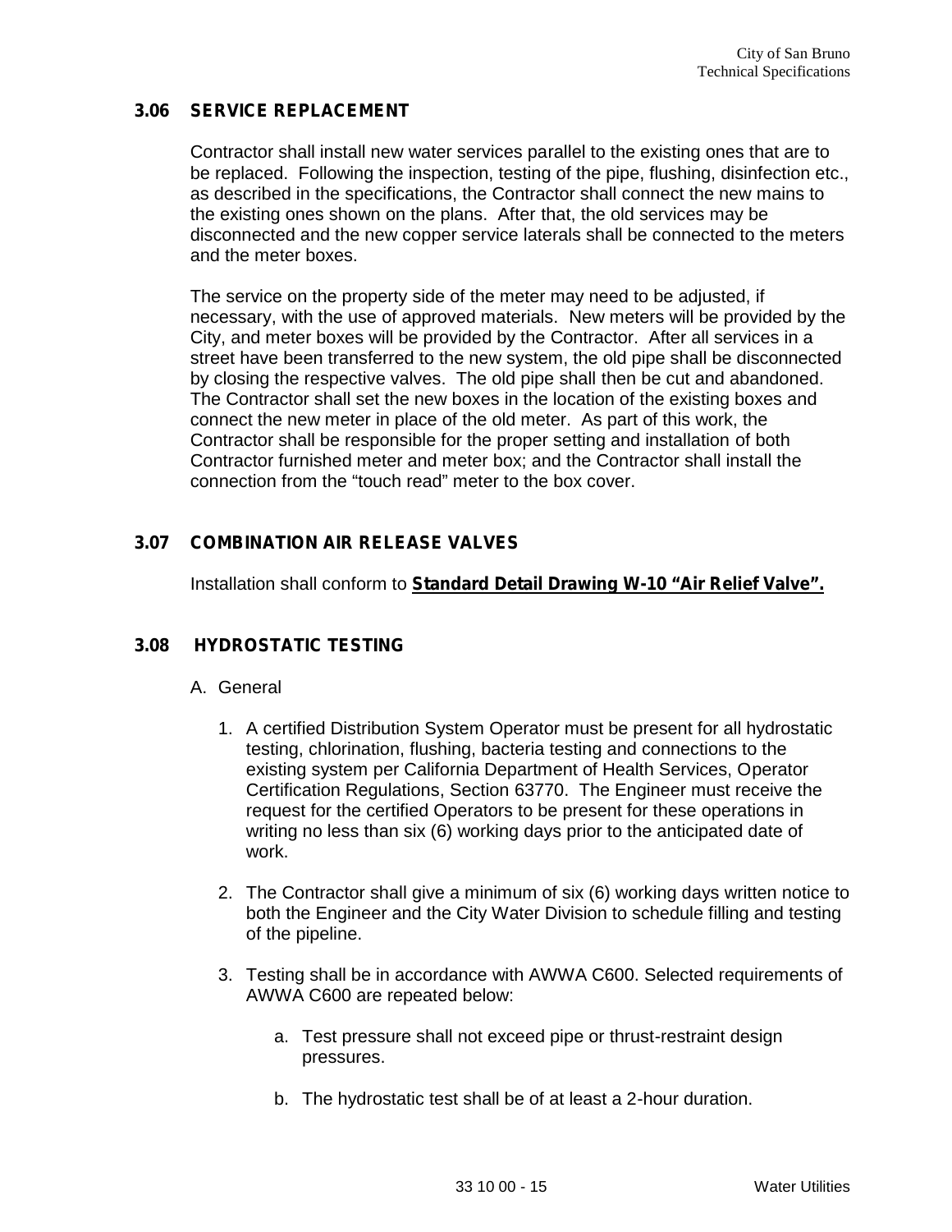### 3.06 SERVICE REPLACEMENT

Contractor shall install new water services parallel to the existing ones that are to be replaced. Following the inspection, testing of the pipe, flushing, disinfection etc., as described in the specifications, the Contractor shall connect the new mains to the existing ones shown on the plans. After that, the old services may be disconnected and the new copper service laterals shall be connected to the meters and the meter boxes.

The service on the property side of the meter may need to be adjusted, if necessary, with the use of approved materials. New meters will be provided by the City, and meter boxes will be provided by the Contractor. After all services in a street have been transferred to the new system, the old pipe shall be disconnected by closing the respective valves. The old pipe shall then be cut and abandoned. The Contractor shall set the new boxes in the location of the existing boxes and connect the new meter in place of the old meter. As part of this work, the Contractor shall be responsible for the proper setting and installation of both Contractor furnished meter and meter box; and the Contractor shall install the connection from the "touch read" meter to the box cover.

### 3.07 COMBINATION AIR RELEASE VALVES

Installation shall conform to **Standard Detail Drawing W-10 "Air Relief Valve".**

### 3.08 HYDROSTATIC TESTING

A. General

1. A certified Distribution System Operator must be present for all hydrostatic testing, chlorination, flushing, bacteria testing and connections to the existing system per California Department of Health Services, Operator Certification Regulations, Section 63770. The Engineer must receive the request for the certified Operators to be present for these operations in writing no less than six (6) working days prior to the anticipated date of work.

2. The Contractor shall give a minimum of six (6) working days written notice to both the Engineer and the City Water Division to schedule filling and testing of the pipeline.

3. Testing shall be in accordance with AWWA C600. Selected requirements of AWWA C600 are repeated below:

   a. Test pressure shall not exceed pipe or thrust-restraint design pressures.

   b. The hydrostatic test shall be of at least a 2-hour duration.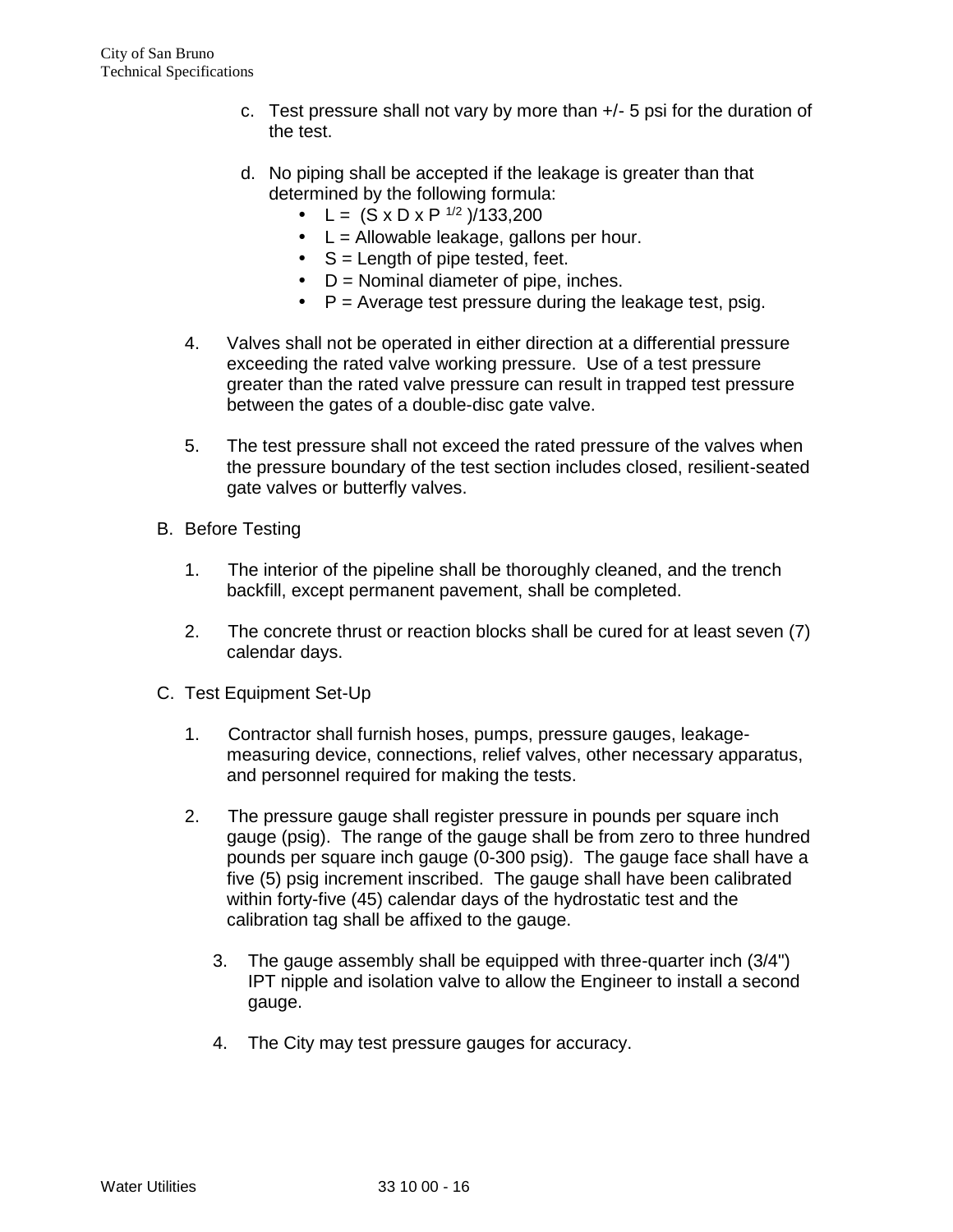c. Test pressure shall not vary by more than +/- 5 psi for the duration of the test.

d. No piping shall be accepted if the leakage is greater than that determined by the following formula:
   - $L = (S \times D \times P^{1/2})/133{,}200$
   - L = Allowable leakage, gallons per hour.
   - S = Length of pipe tested, feet.
   - D = Nominal diameter of pipe, inches.
   - P = Average test pressure during the leakage test, psig.

4. Valves shall not be operated in either direction at a differential pressure exceeding the rated valve working pressure. Use of a test pressure greater than the rated valve pressure can result in trapped test pressure between the gates of a double-disc gate valve.

5. The test pressure shall not exceed the rated pressure of the valves when the pressure boundary of the test section includes closed, resilient-seated gate valves or butterfly valves.

B. Before Testing

1. The interior of the pipeline shall be thoroughly cleaned, and the trench backfill, except permanent pavement, shall be completed.

2. The concrete thrust or reaction blocks shall be cured for at least seven (7) calendar days.

C. Test Equipment Set-Up

1. Contractor shall furnish hoses, pumps, pressure gauges, leakage-measuring device, connections, relief valves, other necessary apparatus, and personnel required for making the tests.

2. The pressure gauge shall register pressure in pounds per square inch gauge (psig). The range of the gauge shall be from zero to three hundred pounds per square inch gauge (0-300 psig). The gauge face shall have a five (5) psig increment inscribed. The gauge shall have been calibrated within forty-five (45) calendar days of the hydrostatic test and the calibration tag shall be affixed to the gauge.

3. The gauge assembly shall be equipped with three-quarter inch (3/4") IPT nipple and isolation valve to allow the Engineer to install a second gauge.

4. The City may test pressure gauges for accuracy.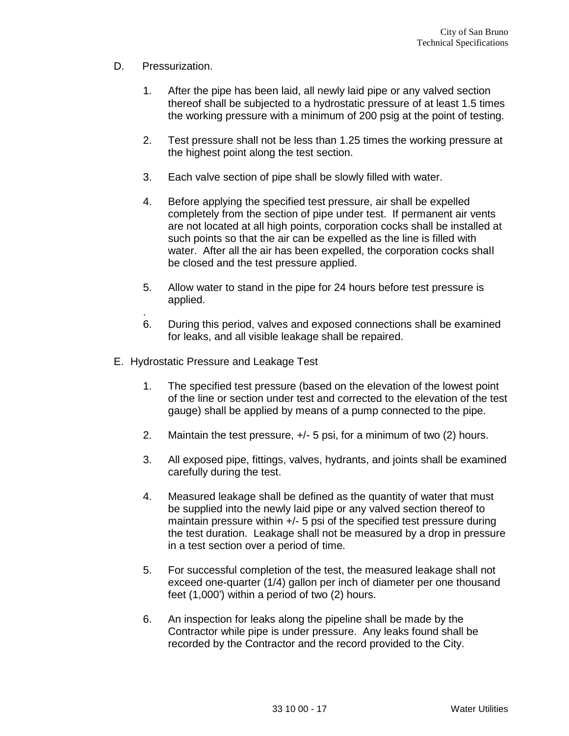D. Pressurization.

1. After the pipe has been laid, all newly laid pipe or any valved section thereof shall be subjected to a hydrostatic pressure of at least 1.5 times the working pressure with a minimum of 200 psig at the point of testing.

2. Test pressure shall not be less than 1.25 times the working pressure at the highest point along the test section.

3. Each valve section of pipe shall be slowly filled with water.

4. Before applying the specified test pressure, air shall be expelled completely from the section of pipe under test. If permanent air vents are not located at all high points, corporation cocks shall be installed at such points so that the air can be expelled as the line is filled with water. After all the air has been expelled, the corporation cocks shall be closed and the test pressure applied.

5. Allow water to stand in the pipe for 24 hours before test pressure is applied.

.

6. During this period, valves and exposed connections shall be examined for leaks, and all visible leakage shall be repaired.

E. Hydrostatic Pressure and Leakage Test

1. The specified test pressure (based on the elevation of the lowest point of the line or section under test and corrected to the elevation of the test gauge) shall be applied by means of a pump connected to the pipe.

2. Maintain the test pressure, +/- 5 psi, for a minimum of two (2) hours.

3. All exposed pipe, fittings, valves, hydrants, and joints shall be examined carefully during the test.

4. Measured leakage shall be defined as the quantity of water that must be supplied into the newly laid pipe or any valved section thereof to maintain pressure within +/- 5 psi of the specified test pressure during the test duration. Leakage shall not be measured by a drop in pressure in a test section over a period of time.

5. For successful completion of the test, the measured leakage shall not exceed one-quarter (1/4) gallon per inch of diameter per one thousand feet (1,000') within a period of two (2) hours.

6. An inspection for leaks along the pipeline shall be made by the Contractor while pipe is under pressure. Any leaks found shall be recorded by the Contractor and the record provided to the City.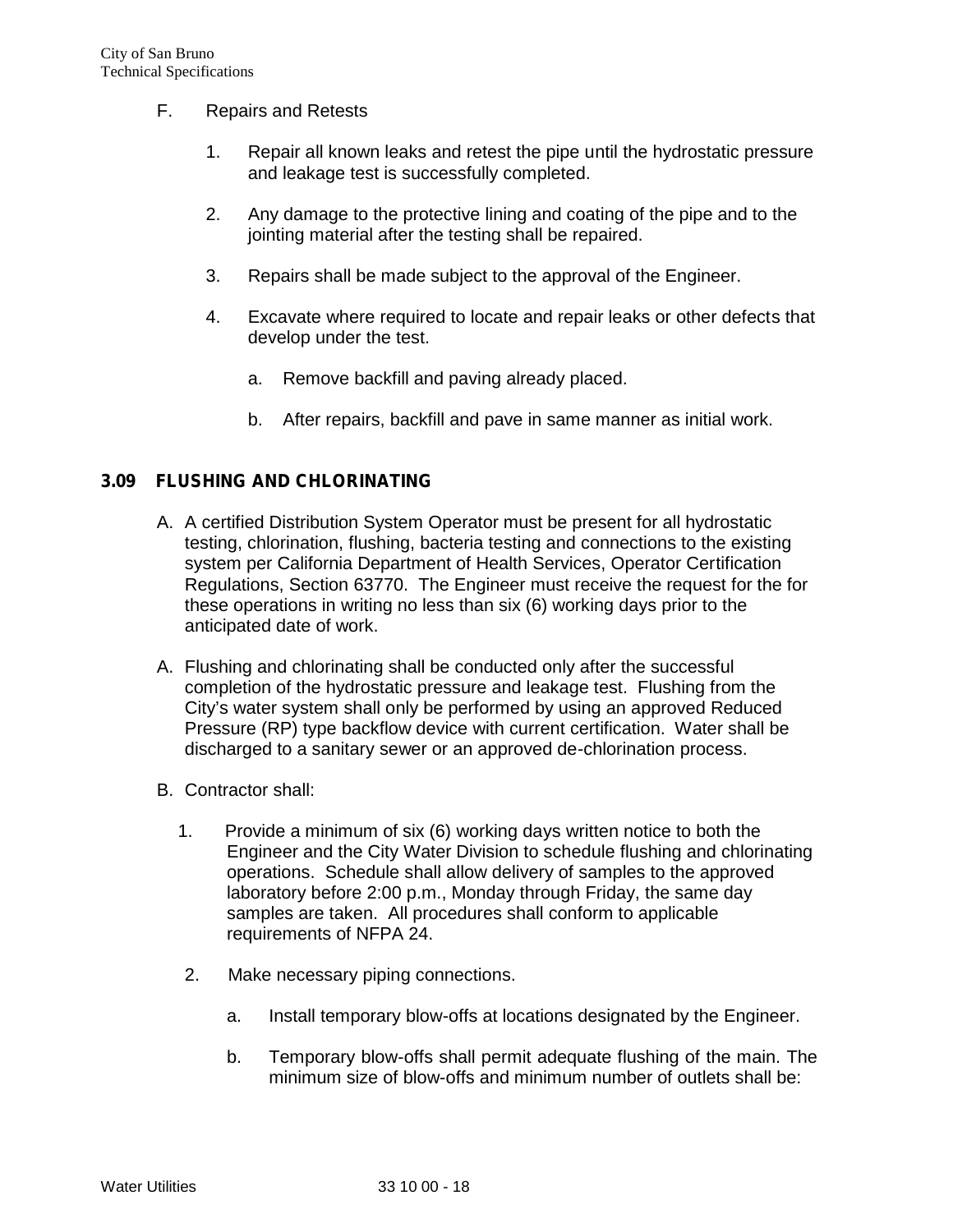F. Repairs and Retests

1. Repair all known leaks and retest the pipe until the hydrostatic pressure and leakage test is successfully completed.

2. Any damage to the protective lining and coating of the pipe and to the jointing material after the testing shall be repaired.

3. Repairs shall be made subject to the approval of the Engineer.

4. Excavate where required to locate and repair leaks or other defects that develop under the test.

   a. Remove backfill and paving already placed.

   b. After repairs, backfill and pave in same manner as initial work.

### 3.09 FLUSHING AND CHLORINATING

A. A certified Distribution System Operator must be present for all hydrostatic testing, chlorination, flushing, bacteria testing and connections to the existing system per California Department of Health Services, Operator Certification Regulations, Section 63770. The Engineer must receive the request for the for these operations in writing no less than six (6) working days prior to the anticipated date of work.

A. Flushing and chlorinating shall be conducted only after the successful completion of the hydrostatic pressure and leakage test. Flushing from the City's water system shall only be performed by using an approved Reduced Pressure (RP) type backflow device with current certification. Water shall be discharged to a sanitary sewer or an approved de-chlorination process.

B. Contractor shall:

1. Provide a minimum of six (6) working days written notice to both the Engineer and the City Water Division to schedule flushing and chlorinating operations. Schedule shall allow delivery of samples to the approved laboratory before 2:00 p.m., Monday through Friday, the same day samples are taken. All procedures shall conform to applicable requirements of NFPA 24.

2. Make necessary piping connections.

   a. Install temporary blow-offs at locations designated by the Engineer.

   b. Temporary blow-offs shall permit adequate flushing of the main. The minimum size of blow-offs and minimum number of outlets shall be: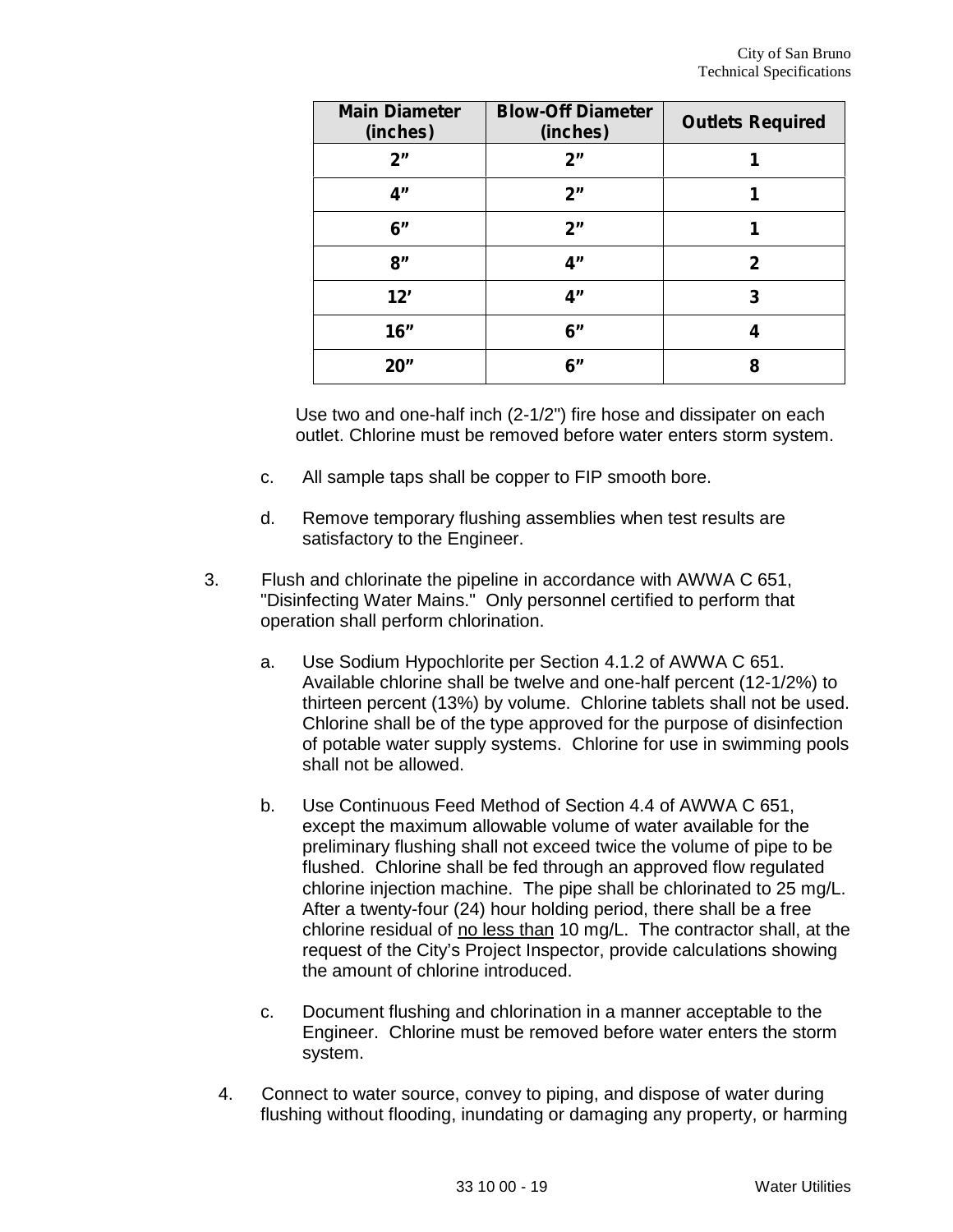| Main Diameter (inches) | Blow-Off Diameter (inches) | Outlets Required |
| --- | --- | --- |
| 2” | 2” | 1 |
| 4” | 2” | 1 |
| 6” | 2” | 1 |
| 8” | 4” | 2 |
| 12’ | 4” | 3 |
| 16” | 6” | 4 |
| 20” | 6” | 8 |

Use two and one-half inch (2-1/2") fire hose and dissipater on each outlet. Chlorine must be removed before water enters storm system.

c. All sample taps shall be copper to FIP smooth bore.

d. Remove temporary flushing assemblies when test results are satisfactory to the Engineer.

3. Flush and chlorinate the pipeline in accordance with AWWA C 651, "Disinfecting Water Mains." Only personnel certified to perform that operation shall perform chlorination.

   a. Use Sodium Hypochlorite per Section 4.1.2 of AWWA C 651. Available chlorine shall be twelve and one-half percent (12-1/2%) to thirteen percent (13%) by volume. Chlorine tablets shall not be used. Chlorine shall be of the type approved for the purpose of disinfection of potable water supply systems. Chlorine for use in swimming pools shall not be allowed.

   b. Use Continuous Feed Method of Section 4.4 of AWWA C 651, except the maximum allowable volume of water available for the preliminary flushing shall not exceed twice the volume of pipe to be flushed. Chlorine shall be fed through an approved flow regulated chlorine injection machine. The pipe shall be chlorinated to 25 mg/L. After a twenty-four (24) hour holding period, there shall be a free chlorine residual of <u>no less than</u> 10 mg/L. The contractor shall, at the request of the City’s Project Inspector, provide calculations showing the amount of chlorine introduced.

   c. Document flushing and chlorination in a manner acceptable to the Engineer. Chlorine must be removed before water enters the storm system.

4. Connect to water source, convey to piping, and dispose of water during flushing without flooding, inundating or damaging any property, or harming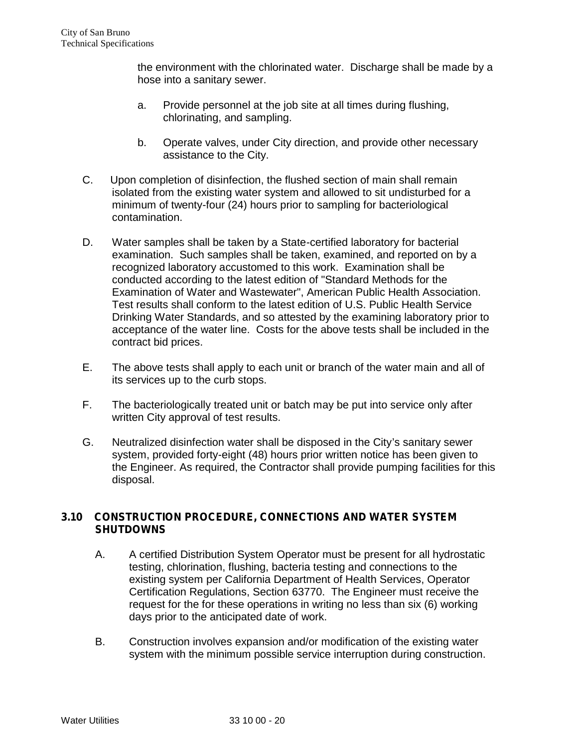the environment with the chlorinated water. Discharge shall be made by a hose into a sanitary sewer.

a. Provide personnel at the job site at all times during flushing, chlorinating, and sampling.

b. Operate valves, under City direction, and provide other necessary assistance to the City.

C. Upon completion of disinfection, the flushed section of main shall remain isolated from the existing water system and allowed to sit undisturbed for a minimum of twenty-four (24) hours prior to sampling for bacteriological contamination.

D. Water samples shall be taken by a State-certified laboratory for bacterial examination. Such samples shall be taken, examined, and reported on by a recognized laboratory accustomed to this work. Examination shall be conducted according to the latest edition of "Standard Methods for the Examination of Water and Wastewater", American Public Health Association. Test results shall conform to the latest edition of U.S. Public Health Service Drinking Water Standards, and so attested by the examining laboratory prior to acceptance of the water line. Costs for the above tests shall be included in the contract bid prices.

E. The above tests shall apply to each unit or branch of the water main and all of its services up to the curb stops.

F. The bacteriologically treated unit or batch may be put into service only after written City approval of test results.

G. Neutralized disinfection water shall be disposed in the City's sanitary sewer system, provided forty-eight (48) hours prior written notice has been given to the Engineer. As required, the Contractor shall provide pumping facilities for this disposal.

## 3.10 CONSTRUCTION PROCEDURE, CONNECTIONS AND WATER SYSTEM SHUTDOWNS

A. A certified Distribution System Operator must be present for all hydrostatic testing, chlorination, flushing, bacteria testing and connections to the existing system per California Department of Health Services, Operator Certification Regulations, Section 63770. The Engineer must receive the request for the for these operations in writing no less than six (6) working days prior to the anticipated date of work.

B. Construction involves expansion and/or modification of the existing water system with the minimum possible service interruption during construction.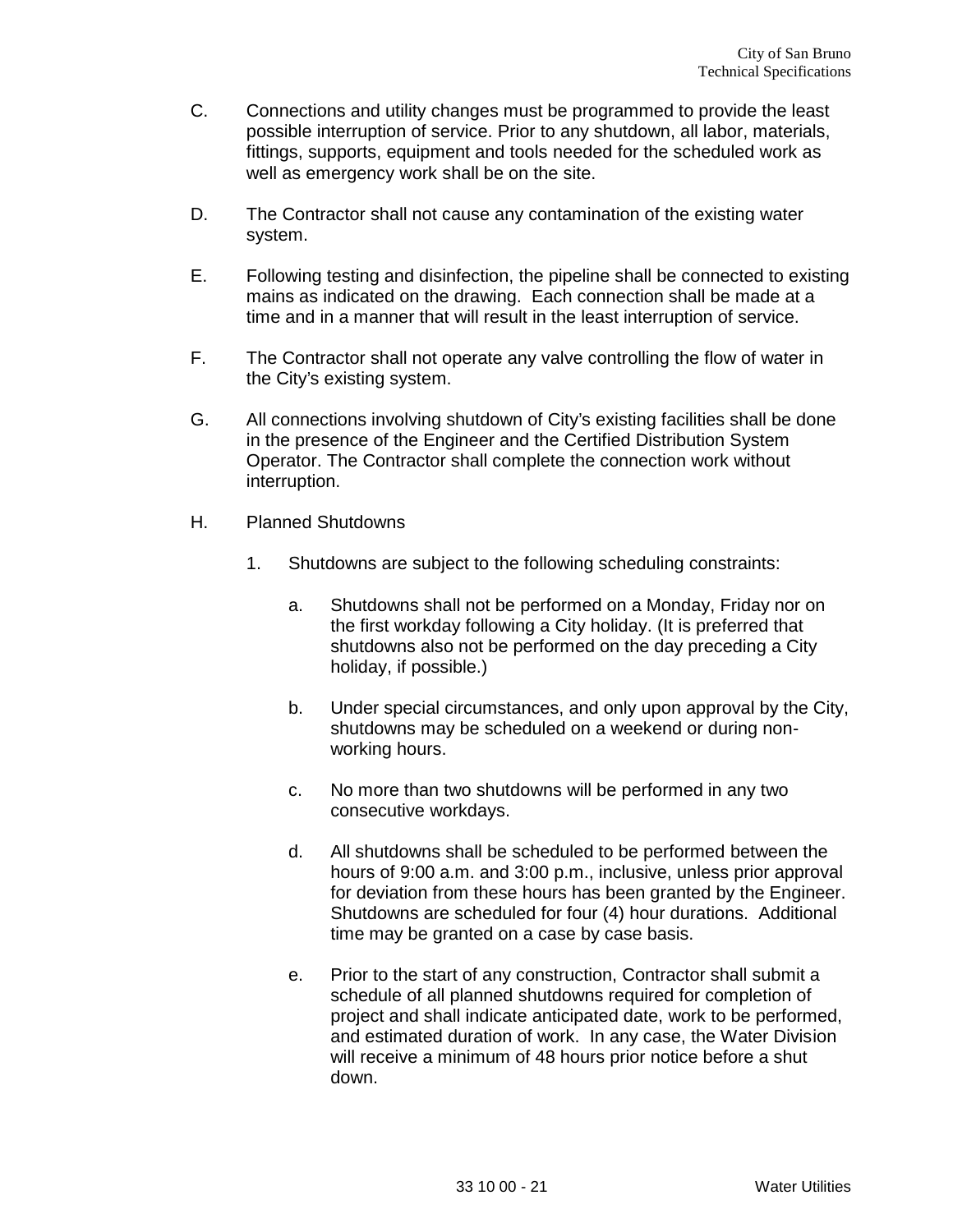C. Connections and utility changes must be programmed to provide the least possible interruption of service. Prior to any shutdown, all labor, materials, fittings, supports, equipment and tools needed for the scheduled work as well as emergency work shall be on the site.

D. The Contractor shall not cause any contamination of the existing water system.

E. Following testing and disinfection, the pipeline shall be connected to existing mains as indicated on the drawing. Each connection shall be made at a time and in a manner that will result in the least interruption of service.

F. The Contractor shall not operate any valve controlling the flow of water in the City's existing system.

G. All connections involving shutdown of City's existing facilities shall be done in the presence of the Engineer and the Certified Distribution System Operator. The Contractor shall complete the connection work without interruption.

H. Planned Shutdowns

1. Shutdowns are subject to the following scheduling constraints:

   a. Shutdowns shall not be performed on a Monday, Friday nor on the first workday following a City holiday. (It is preferred that shutdowns also not be performed on the day preceding a City holiday, if possible.)

   b. Under special circumstances, and only upon approval by the City, shutdowns may be scheduled on a weekend or during non-working hours.

   c. No more than two shutdowns will be performed in any two consecutive workdays.

   d. All shutdowns shall be scheduled to be performed between the hours of 9:00 a.m. and 3:00 p.m., inclusive, unless prior approval for deviation from these hours has been granted by the Engineer. Shutdowns are scheduled for four (4) hour durations. Additional time may be granted on a case by case basis.

   e. Prior to the start of any construction, Contractor shall submit a schedule of all planned shutdowns required for completion of project and shall indicate anticipated date, work to be performed, and estimated duration of work. In any case, the Water Division will receive a minimum of 48 hours prior notice before a shut down.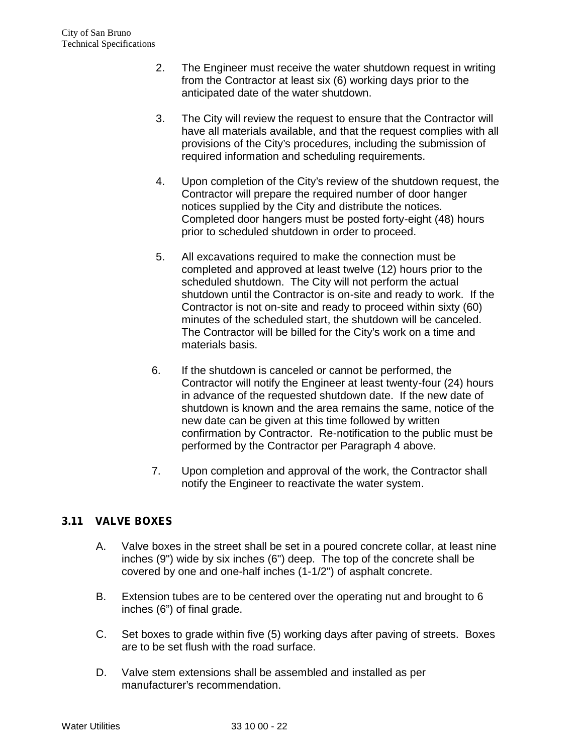2. The Engineer must receive the water shutdown request in writing from the Contractor at least six (6) working days prior to the anticipated date of the water shutdown.

3. The City will review the request to ensure that the Contractor will have all materials available, and that the request complies with all provisions of the City's procedures, including the submission of required information and scheduling requirements.

4. Upon completion of the City's review of the shutdown request, the Contractor will prepare the required number of door hanger notices supplied by the City and distribute the notices. Completed door hangers must be posted forty-eight (48) hours prior to scheduled shutdown in order to proceed.

5. All excavations required to make the connection must be completed and approved at least twelve (12) hours prior to the scheduled shutdown. The City will not perform the actual shutdown until the Contractor is on-site and ready to work. If the Contractor is not on-site and ready to proceed within sixty (60) minutes of the scheduled start, the shutdown will be canceled. The Contractor will be billed for the City's work on a time and materials basis.

6. If the shutdown is canceled or cannot be performed, the Contractor will notify the Engineer at least twenty-four (24) hours in advance of the requested shutdown date. If the new date of shutdown is known and the area remains the same, notice of the new date can be given at this time followed by written confirmation by Contractor. Re-notification to the public must be performed by the Contractor per Paragraph 4 above.

7. Upon completion and approval of the work, the Contractor shall notify the Engineer to reactivate the water system.

## 3.11 VALVE BOXES

A. Valve boxes in the street shall be set in a poured concrete collar, at least nine inches (9") wide by six inches (6") deep. The top of the concrete shall be covered by one and one-half inches (1-1/2") of asphalt concrete.

B. Extension tubes are to be centered over the operating nut and brought to 6 inches (6") of final grade.

C. Set boxes to grade within five (5) working days after paving of streets. Boxes are to be set flush with the road surface.

D. Valve stem extensions shall be assembled and installed as per manufacturer's recommendation.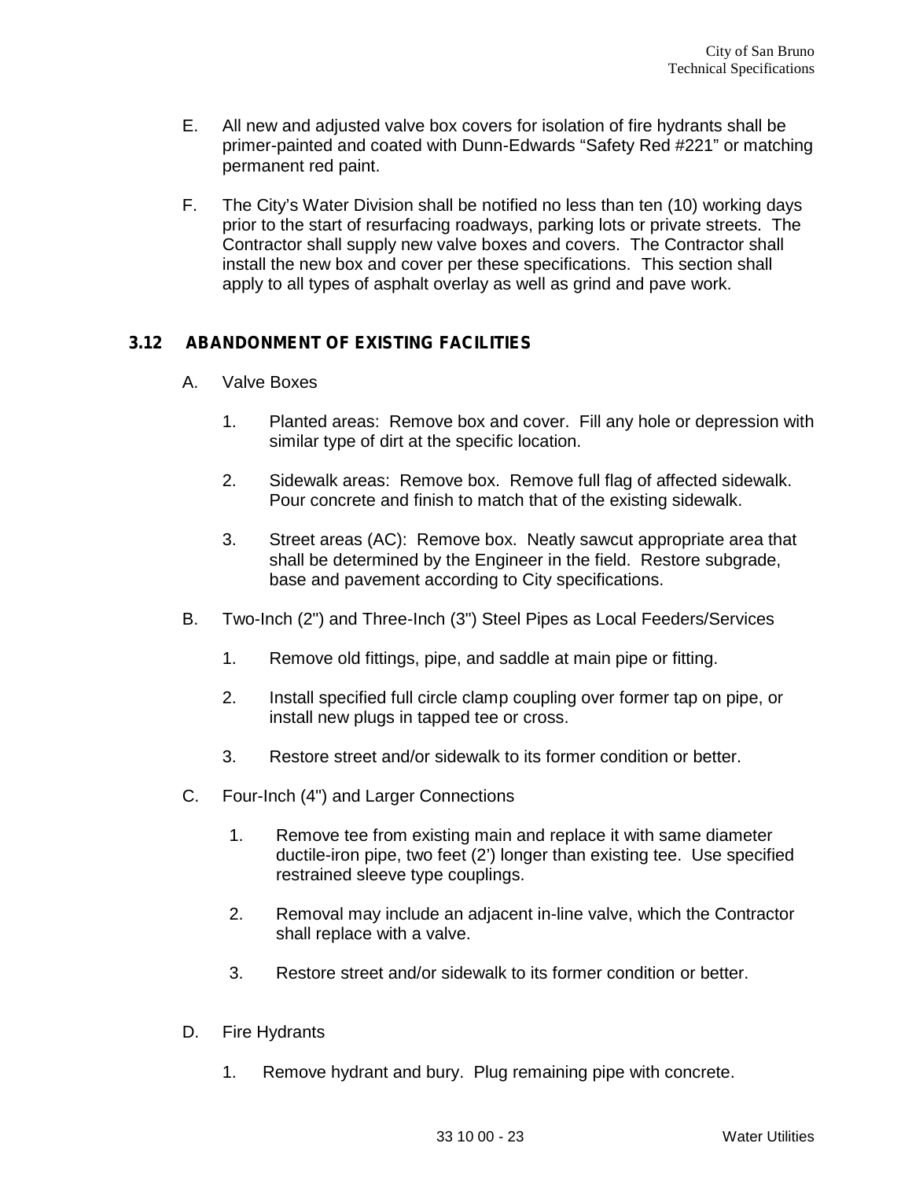E. All new and adjusted valve box covers for isolation of fire hydrants shall be primer-painted and coated with Dunn-Edwards "Safety Red #221" or matching permanent red paint.

F. The City's Water Division shall be notified no less than ten (10) working days prior to the start of resurfacing roadways, parking lots or private streets. The Contractor shall supply new valve boxes and covers. The Contractor shall install the new box and cover per these specifications. This section shall apply to all types of asphalt overlay as well as grind and pave work.

### 3.12 ABANDONMENT OF EXISTING FACILITIES

A. Valve Boxes

1. Planted areas: Remove box and cover. Fill any hole or depression with similar type of dirt at the specific location.

2. Sidewalk areas: Remove box. Remove full flag of affected sidewalk. Pour concrete and finish to match that of the existing sidewalk.

3. Street areas (AC): Remove box. Neatly sawcut appropriate area that shall be determined by the Engineer in the field. Restore subgrade, base and pavement according to City specifications.

B. Two-Inch (2") and Three-Inch (3") Steel Pipes as Local Feeders/Services

1. Remove old fittings, pipe, and saddle at main pipe or fitting.

2. Install specified full circle clamp coupling over former tap on pipe, or install new plugs in tapped tee or cross.

3. Restore street and/or sidewalk to its former condition or better.

C. Four-Inch (4") and Larger Connections

1. Remove tee from existing main and replace it with same diameter ductile-iron pipe, two feet (2') longer than existing tee. Use specified restrained sleeve type couplings.

2. Removal may include an adjacent in-line valve, which the Contractor shall replace with a valve.

3. Restore street and/or sidewalk to its former condition or better.

D. Fire Hydrants

1. Remove hydrant and bury. Plug remaining pipe with concrete.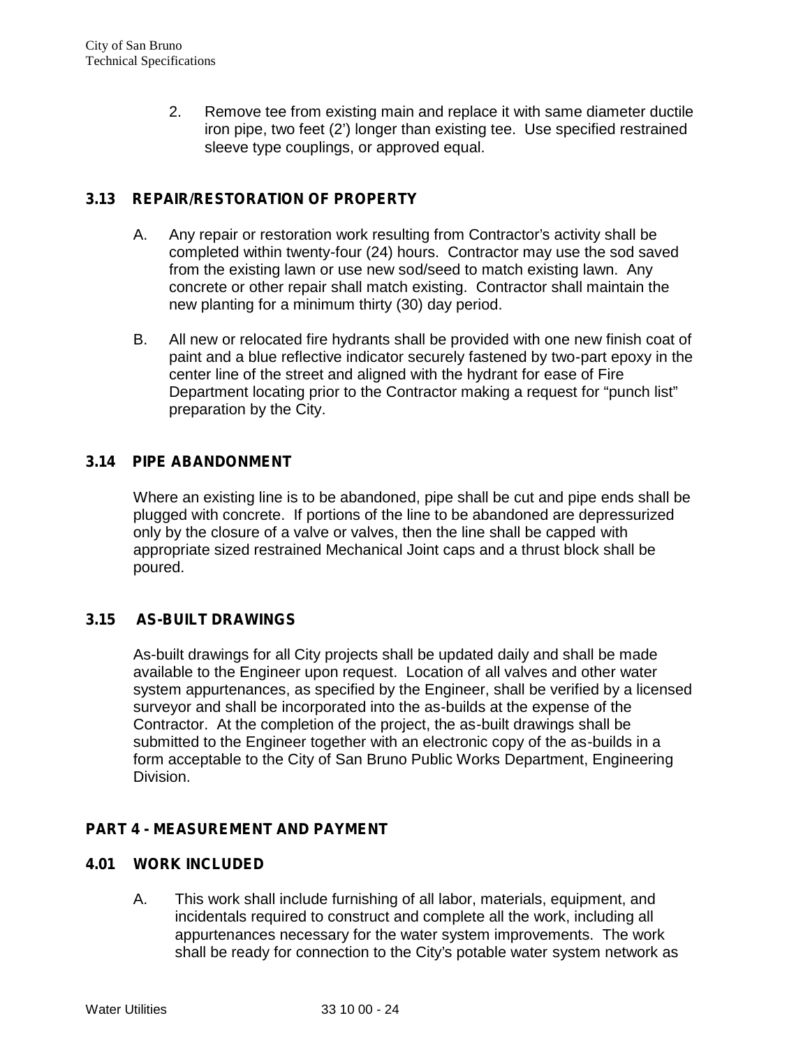2. Remove tee from existing main and replace it with same diameter ductile iron pipe, two feet (2') longer than existing tee. Use specified restrained sleeve type couplings, or approved equal.

### 3.13 REPAIR/RESTORATION OF PROPERTY

A. Any repair or restoration work resulting from Contractor's activity shall be completed within twenty-four (24) hours. Contractor may use the sod saved from the existing lawn or use new sod/seed to match existing lawn. Any concrete or other repair shall match existing. Contractor shall maintain the new planting for a minimum thirty (30) day period.

B. All new or relocated fire hydrants shall be provided with one new finish coat of paint and a blue reflective indicator securely fastened by two-part epoxy in the center line of the street and aligned with the hydrant for ease of Fire Department locating prior to the Contractor making a request for "punch list" preparation by the City.

### 3.14 PIPE ABANDONMENT

Where an existing line is to be abandoned, pipe shall be cut and pipe ends shall be plugged with concrete. If portions of the line to be abandoned are depressurized only by the closure of a valve or valves, then the line shall be capped with appropriate sized restrained Mechanical Joint caps and a thrust block shall be poured.

### 3.15 AS-BUILT DRAWINGS

As-built drawings for all City projects shall be updated daily and shall be made available to the Engineer upon request. Location of all valves and other water system appurtenances, as specified by the Engineer, shall be verified by a licensed surveyor and shall be incorporated into the as-builds at the expense of the Contractor. At the completion of the project, the as-built drawings shall be submitted to the Engineer together with an electronic copy of the as-builds in a form acceptable to the City of San Bruno Public Works Department, Engineering Division.

## PART 4 - MEASUREMENT AND PAYMENT

### 4.01 WORK INCLUDED

A. This work shall include furnishing of all labor, materials, equipment, and incidentals required to construct and complete all the work, including all appurtenances necessary for the water system improvements. The work shall be ready for connection to the City's potable water system network as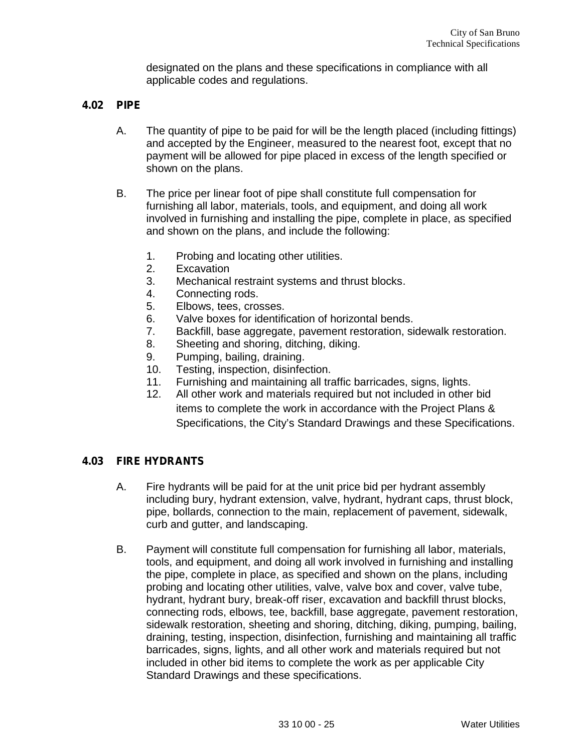designated on the plans and these specifications in compliance with all applicable codes and regulations.

## 4.02 PIPE

A. The quantity of pipe to be paid for will be the length placed (including fittings) and accepted by the Engineer, measured to the nearest foot, except that no payment will be allowed for pipe placed in excess of the length specified or shown on the plans.

B. The price per linear foot of pipe shall constitute full compensation for furnishing all labor, materials, tools, and equipment, and doing all work involved in furnishing and installing the pipe, complete in place, as specified and shown on the plans, and include the following:

1. Probing and locating other utilities.
2. Excavation
3. Mechanical restraint systems and thrust blocks.
4. Connecting rods.
5. Elbows, tees, crosses.
6. Valve boxes for identification of horizontal bends.
7. Backfill, base aggregate, pavement restoration, sidewalk restoration.
8. Sheeting and shoring, ditching, diking.
9. Pumping, bailing, draining.
10. Testing, inspection, disinfection.
11. Furnishing and maintaining all traffic barricades, signs, lights.
12. All other work and materials required but not included in other bid items to complete the work in accordance with the Project Plans & Specifications, the City's Standard Drawings and these Specifications.

## 4.03 FIRE HYDRANTS

A. Fire hydrants will be paid for at the unit price bid per hydrant assembly including bury, hydrant extension, valve, hydrant, hydrant caps, thrust block, pipe, bollards, connection to the main, replacement of pavement, sidewalk, curb and gutter, and landscaping.

B. Payment will constitute full compensation for furnishing all labor, materials, tools, and equipment, and doing all work involved in furnishing and installing the pipe, complete in place, as specified and shown on the plans, including probing and locating other utilities, valve, valve box and cover, valve tube, hydrant, hydrant bury, break-off riser, excavation and backfill thrust blocks, connecting rods, elbows, tee, backfill, base aggregate, pavement restoration, sidewalk restoration, sheeting and shoring, ditching, diking, pumping, bailing, draining, testing, inspection, disinfection, furnishing and maintaining all traffic barricades, signs, lights, and all other work and materials required but not included in other bid items to complete the work as per applicable City Standard Drawings and these specifications.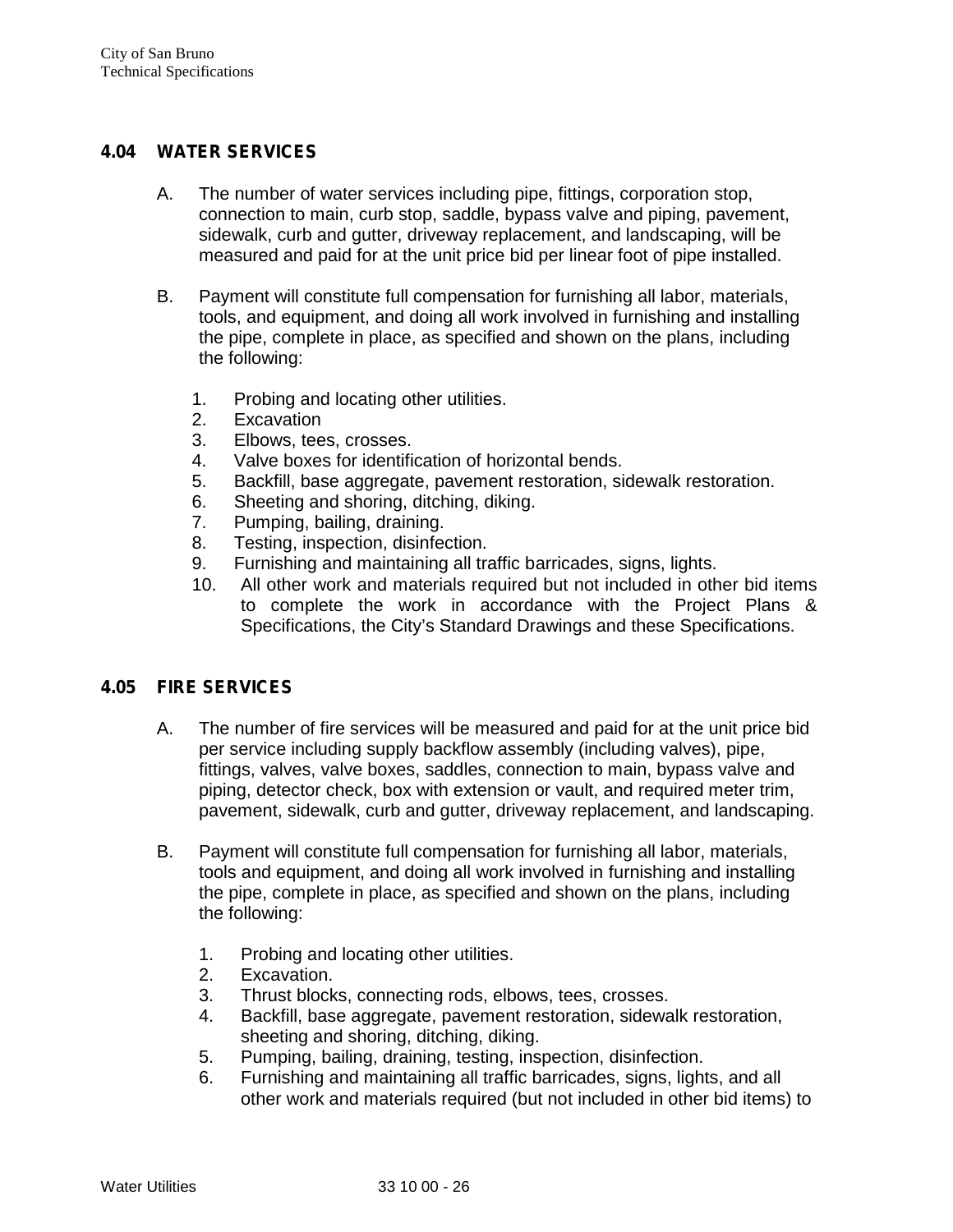## 4.04 WATER SERVICES

A. The number of water services including pipe, fittings, corporation stop, connection to main, curb stop, saddle, bypass valve and piping, pavement, sidewalk, curb and gutter, driveway replacement, and landscaping, will be measured and paid for at the unit price bid per linear foot of pipe installed.

B. Payment will constitute full compensation for furnishing all labor, materials, tools, and equipment, and doing all work involved in furnishing and installing the pipe, complete in place, as specified and shown on the plans, including the following:

1. Probing and locating other utilities.
2. Excavation
3. Elbows, tees, crosses.
4. Valve boxes for identification of horizontal bends.
5. Backfill, base aggregate, pavement restoration, sidewalk restoration.
6. Sheeting and shoring, ditching, diking.
7. Pumping, bailing, draining.
8. Testing, inspection, disinfection.
9. Furnishing and maintaining all traffic barricades, signs, lights.
10. All other work and materials required but not included in other bid items to complete the work in accordance with the Project Plans & Specifications, the City's Standard Drawings and these Specifications.

## 4.05 FIRE SERVICES

A. The number of fire services will be measured and paid for at the unit price bid per service including supply backflow assembly (including valves), pipe, fittings, valves, valve boxes, saddles, connection to main, bypass valve and piping, detector check, box with extension or vault, and required meter trim, pavement, sidewalk, curb and gutter, driveway replacement, and landscaping.

B. Payment will constitute full compensation for furnishing all labor, materials, tools and equipment, and doing all work involved in furnishing and installing the pipe, complete in place, as specified and shown on the plans, including the following:

1. Probing and locating other utilities.
2. Excavation.
3. Thrust blocks, connecting rods, elbows, tees, crosses.
4. Backfill, base aggregate, pavement restoration, sidewalk restoration, sheeting and shoring, ditching, diking.
5. Pumping, bailing, draining, testing, inspection, disinfection.
6. Furnishing and maintaining all traffic barricades, signs, lights, and all other work and materials required (but not included in other bid items) to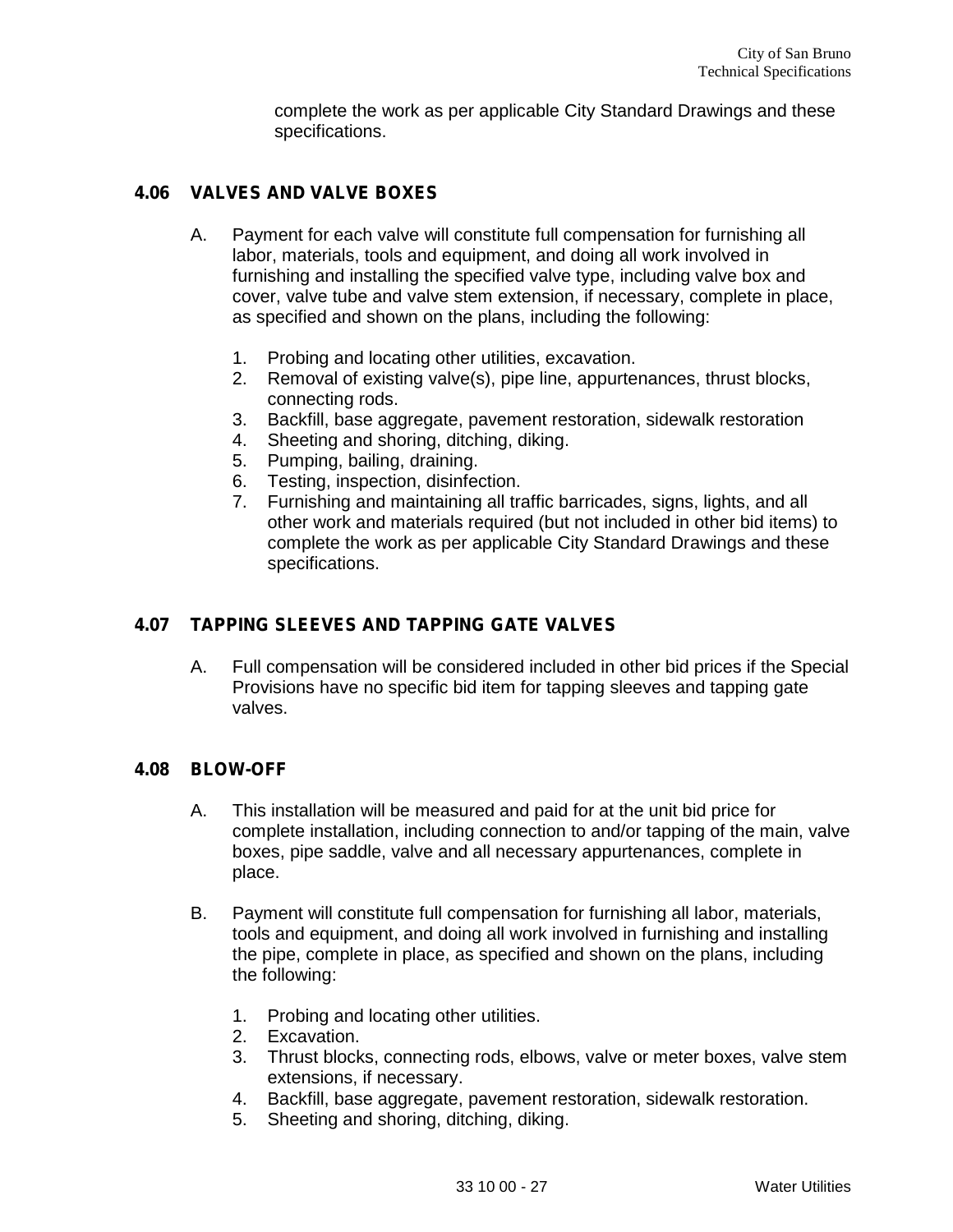complete the work as per applicable City Standard Drawings and these specifications.

## 4.06 VALVES AND VALVE BOXES

A. Payment for each valve will constitute full compensation for furnishing all labor, materials, tools and equipment, and doing all work involved in furnishing and installing the specified valve type, including valve box and cover, valve tube and valve stem extension, if necessary, complete in place, as specified and shown on the plans, including the following:

   1. Probing and locating other utilities, excavation.
   2. Removal of existing valve(s), pipe line, appurtenances, thrust blocks, connecting rods.
   3. Backfill, base aggregate, pavement restoration, sidewalk restoration
   4. Sheeting and shoring, ditching, diking.
   5. Pumping, bailing, draining.
   6. Testing, inspection, disinfection.
   7. Furnishing and maintaining all traffic barricades, signs, lights, and all other work and materials required (but not included in other bid items) to complete the work as per applicable City Standard Drawings and these specifications.

## 4.07 TAPPING SLEEVES AND TAPPING GATE VALVES

A. Full compensation will be considered included in other bid prices if the Special Provisions have no specific bid item for tapping sleeves and tapping gate valves.

## 4.08 BLOW-OFF

A. This installation will be measured and paid for at the unit bid price for complete installation, including connection to and/or tapping of the main, valve boxes, pipe saddle, valve and all necessary appurtenances, complete in place.

B. Payment will constitute full compensation for furnishing all labor, materials, tools and equipment, and doing all work involved in furnishing and installing the pipe, complete in place, as specified and shown on the plans, including the following:

   1. Probing and locating other utilities.
   2. Excavation.
   3. Thrust blocks, connecting rods, elbows, valve or meter boxes, valve stem extensions, if necessary.
   4. Backfill, base aggregate, pavement restoration, sidewalk restoration.
   5. Sheeting and shoring, ditching, diking.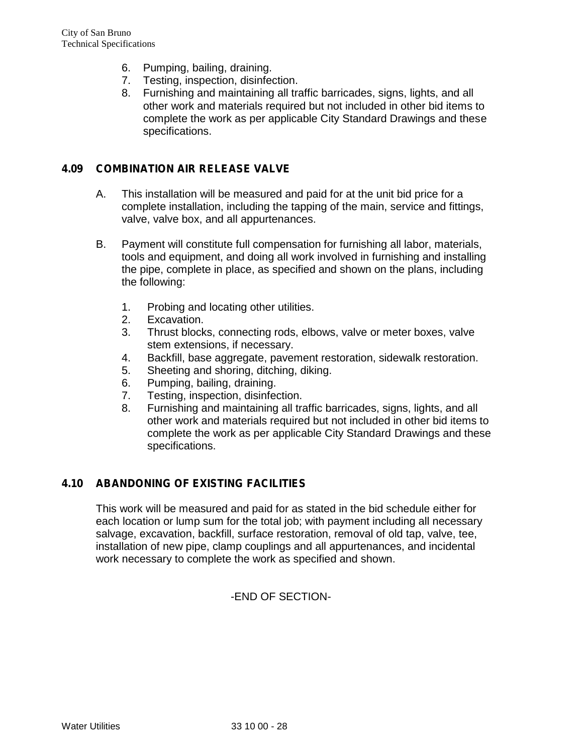6. Pumping, bailing, draining.
7. Testing, inspection, disinfection.
8. Furnishing and maintaining all traffic barricades, signs, lights, and all other work and materials required but not included in other bid items to complete the work as per applicable City Standard Drawings and these specifications.

## 4.09 COMBINATION AIR RELEASE VALVE

A. This installation will be measured and paid for at the unit bid price for a complete installation, including the tapping of the main, service and fittings, valve, valve box, and all appurtenances.

B. Payment will constitute full compensation for furnishing all labor, materials, tools and equipment, and doing all work involved in furnishing and installing the pipe, complete in place, as specified and shown on the plans, including the following:

   1. Probing and locating other utilities.
   2. Excavation.
   3. Thrust blocks, connecting rods, elbows, valve or meter boxes, valve stem extensions, if necessary.
   4. Backfill, base aggregate, pavement restoration, sidewalk restoration.
   5. Sheeting and shoring, ditching, diking.
   6. Pumping, bailing, draining.
   7. Testing, inspection, disinfection.
   8. Furnishing and maintaining all traffic barricades, signs, lights, and all other work and materials required but not included in other bid items to complete the work as per applicable City Standard Drawings and these specifications.

## 4.10 ABANDONING OF EXISTING FACILITIES

This work will be measured and paid for as stated in the bid schedule either for each location or lump sum for the total job; with payment including all necessary salvage, excavation, backfill, surface restoration, removal of old tap, valve, tee, installation of new pipe, clamp couplings and all appurtenances, and incidental work necessary to complete the work as specified and shown.

-END OF SECTION-